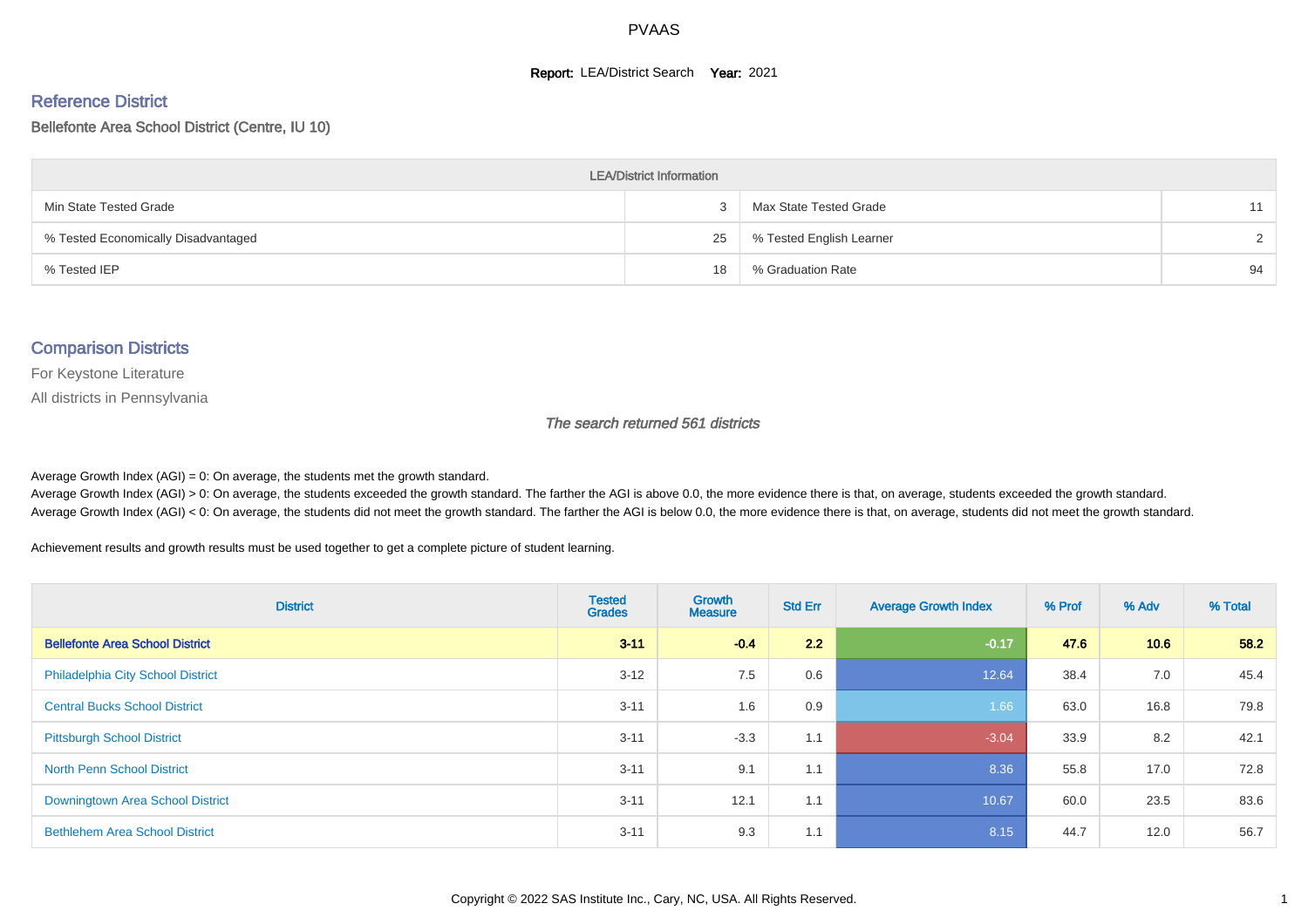# PVAAS

**Report:** LEA/District Search **Year:** 2021

## Reference District

Bellefonte Area School District (Centre, IU 10)

| LEA/District Information | | | |
|---|---|---|---|
| Min State Tested Grade | 3 | Max State Tested Grade | 11 |
| % Tested Economically Disadvantaged | 25 | % Tested English Learner | 2 |
| % Tested IEP | 18 | % Graduation Rate | 94 |

## Comparison Districts

For Keystone Literature

All districts in Pennsylvania

*The search returned 561 districts*

Average Growth Index (AGI) = 0: On average, the students met the growth standard.
Average Growth Index (AGI) > 0: On average, the students exceeded the growth standard. The farther the AGI is above 0.0, the more evidence there is that, on average, students exceeded the growth standard.
Average Growth Index (AGI) < 0: On average, the students did not meet the growth standard. The farther the AGI is below 0.0, the more evidence there is that, on average, students did not meet the growth standard.

Achievement results and growth results must be used together to get a complete picture of student learning.

| District | Tested Grades | Growth Measure | Std Err | Average Growth Index | % Prof | % Adv | % Total |
|---|---|---|---|---|---|---|---|
| **Bellefonte Area School District** | **3-11** | **-0.4** | **2.2** | **-0.17** | **47.6** | **10.6** | **58.2** |
| Philadelphia City School District | 3-12 | 7.5 | 0.6 | 12.64 | 38.4 | 7.0 | 45.4 |
| Central Bucks School District | 3-11 | 1.6 | 0.9 | 1.66 | 63.0 | 16.8 | 79.8 |
| Pittsburgh School District | 3-11 | -3.3 | 1.1 | -3.04 | 33.9 | 8.2 | 42.1 |
| North Penn School District | 3-11 | 9.1 | 1.1 | 8.36 | 55.8 | 17.0 | 72.8 |
| Downingtown Area School District | 3-11 | 12.1 | 1.1 | 10.67 | 60.0 | 23.5 | 83.6 |
| Bethlehem Area School District | 3-11 | 9.3 | 1.1 | 8.15 | 44.7 | 12.0 | 56.7 |

Copyright © 2022 SAS Institute Inc., Cary, NC, USA. All Rights Reserved.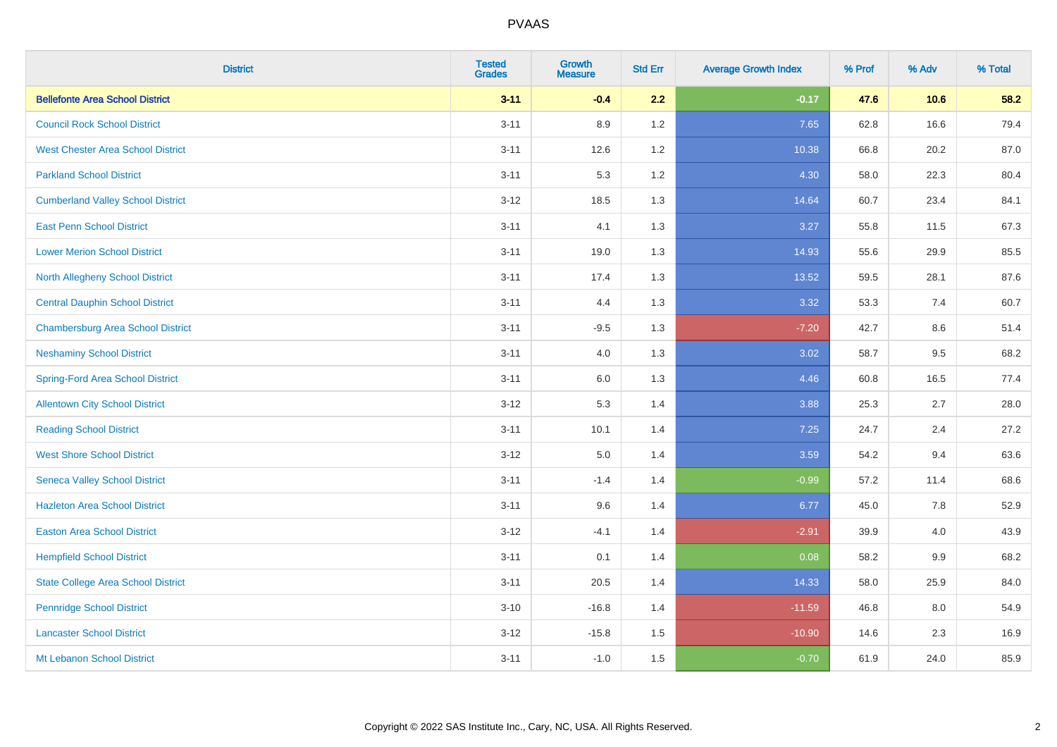# PVAAS

| District | Tested Grades | Growth Measure | Std Err | Average Growth Index | % Prof | % Adv | % Total |
|---|---|---|---|---|---|---|---|
| **Bellefonte Area School District** | **3-11** | **-0.4** | **2.2** | **-0.17** | **47.6** | **10.6** | **58.2** |
| Council Rock School District | 3-11 | 8.9 | 1.2 | 7.65 | 62.8 | 16.6 | 79.4 |
| West Chester Area School District | 3-11 | 12.6 | 1.2 | 10.38 | 66.8 | 20.2 | 87.0 |
| Parkland School District | 3-11 | 5.3 | 1.2 | 4.30 | 58.0 | 22.3 | 80.4 |
| Cumberland Valley School District | 3-12 | 18.5 | 1.3 | 14.64 | 60.7 | 23.4 | 84.1 |
| East Penn School District | 3-11 | 4.1 | 1.3 | 3.27 | 55.8 | 11.5 | 67.3 |
| Lower Merion School District | 3-11 | 19.0 | 1.3 | 14.93 | 55.6 | 29.9 | 85.5 |
| North Allegheny School District | 3-11 | 17.4 | 1.3 | 13.52 | 59.5 | 28.1 | 87.6 |
| Central Dauphin School District | 3-11 | 4.4 | 1.3 | 3.32 | 53.3 | 7.4 | 60.7 |
| Chambersburg Area School District | 3-11 | -9.5 | 1.3 | -7.20 | 42.7 | 8.6 | 51.4 |
| Neshaminy School District | 3-11 | 4.0 | 1.3 | 3.02 | 58.7 | 9.5 | 68.2 |
| Spring-Ford Area School District | 3-11 | 6.0 | 1.3 | 4.46 | 60.8 | 16.5 | 77.4 |
| Allentown City School District | 3-12 | 5.3 | 1.4 | 3.88 | 25.3 | 2.7 | 28.0 |
| Reading School District | 3-11 | 10.1 | 1.4 | 7.25 | 24.7 | 2.4 | 27.2 |
| West Shore School District | 3-12 | 5.0 | 1.4 | 3.59 | 54.2 | 9.4 | 63.6 |
| Seneca Valley School District | 3-11 | -1.4 | 1.4 | -0.99 | 57.2 | 11.4 | 68.6 |
| Hazleton Area School District | 3-11 | 9.6 | 1.4 | 6.77 | 45.0 | 7.8 | 52.9 |
| Easton Area School District | 3-12 | -4.1 | 1.4 | -2.91 | 39.9 | 4.0 | 43.9 |
| Hempfield School District | 3-11 | 0.1 | 1.4 | 0.08 | 58.2 | 9.9 | 68.2 |
| State College Area School District | 3-11 | 20.5 | 1.4 | 14.33 | 58.0 | 25.9 | 84.0 |
| Pennridge School District | 3-10 | -16.8 | 1.4 | -11.59 | 46.8 | 8.0 | 54.9 |
| Lancaster School District | 3-12 | -15.8 | 1.5 | -10.90 | 14.6 | 2.3 | 16.9 |
| Mt Lebanon School District | 3-11 | -1.0 | 1.5 | -0.70 | 61.9 | 24.0 | 85.9 |

Copyright © 2022 SAS Institute Inc., Cary, NC, USA. All Rights Reserved.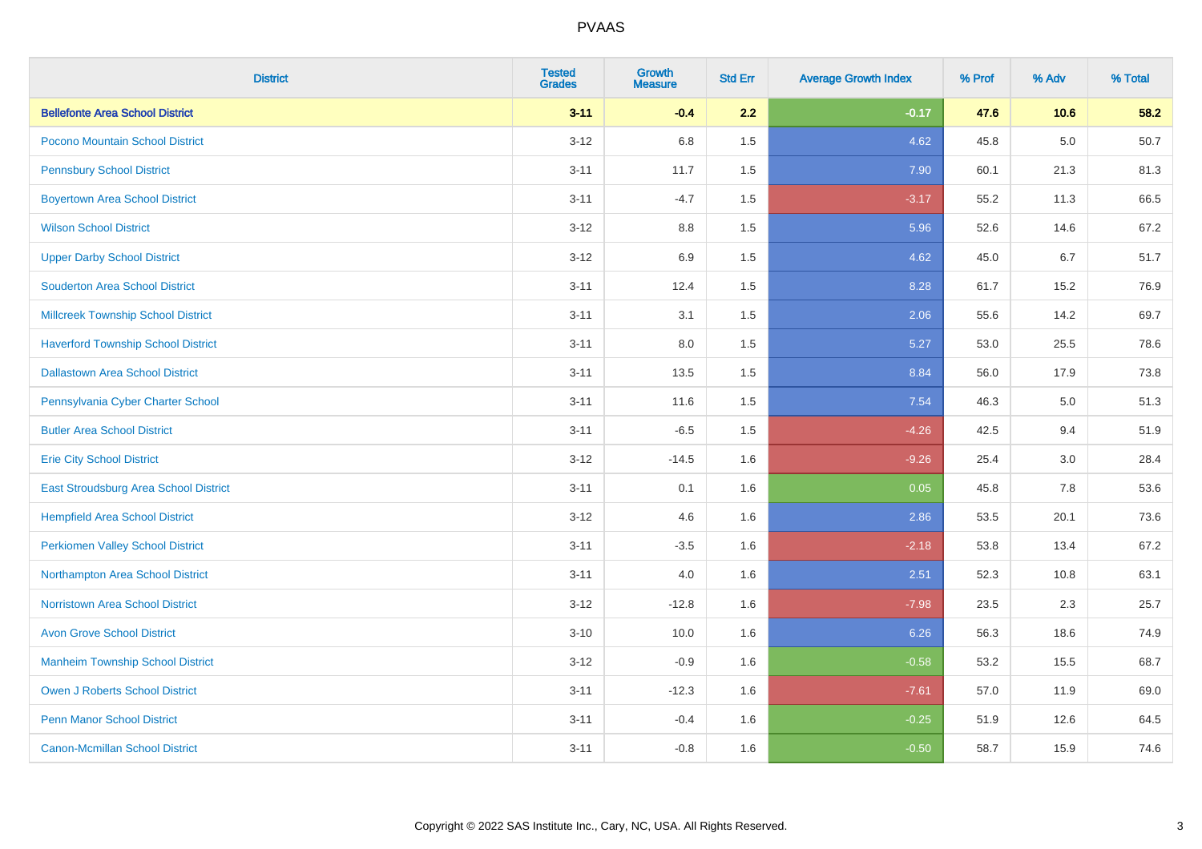# PVAAS

| District | Tested Grades | Growth Measure | Std Err | Average Growth Index | % Prof | % Adv | % Total |
|---|---|---|---|---|---|---|---|
| **Bellefonte Area School District** | **3-11** | **-0.4** | **2.2** | **-0.17** | **47.6** | **10.6** | **58.2** |
| Pocono Mountain School District | 3-12 | 6.8 | 1.5 | 4.62 | 45.8 | 5.0 | 50.7 |
| Pennsbury School District | 3-11 | 11.7 | 1.5 | 7.90 | 60.1 | 21.3 | 81.3 |
| Boyertown Area School District | 3-11 | -4.7 | 1.5 | -3.17 | 55.2 | 11.3 | 66.5 |
| Wilson School District | 3-12 | 8.8 | 1.5 | 5.96 | 52.6 | 14.6 | 67.2 |
| Upper Darby School District | 3-12 | 6.9 | 1.5 | 4.62 | 45.0 | 6.7 | 51.7 |
| Souderton Area School District | 3-11 | 12.4 | 1.5 | 8.28 | 61.7 | 15.2 | 76.9 |
| Millcreek Township School District | 3-11 | 3.1 | 1.5 | 2.06 | 55.6 | 14.2 | 69.7 |
| Haverford Township School District | 3-11 | 8.0 | 1.5 | 5.27 | 53.0 | 25.5 | 78.6 |
| Dallastown Area School District | 3-11 | 13.5 | 1.5 | 8.84 | 56.0 | 17.9 | 73.8 |
| Pennsylvania Cyber Charter School | 3-11 | 11.6 | 1.5 | 7.54 | 46.3 | 5.0 | 51.3 |
| Butler Area School District | 3-11 | -6.5 | 1.5 | -4.26 | 42.5 | 9.4 | 51.9 |
| Erie City School District | 3-12 | -14.5 | 1.6 | -9.26 | 25.4 | 3.0 | 28.4 |
| East Stroudsburg Area School District | 3-11 | 0.1 | 1.6 | 0.05 | 45.8 | 7.8 | 53.6 |
| Hempfield Area School District | 3-12 | 4.6 | 1.6 | 2.86 | 53.5 | 20.1 | 73.6 |
| Perkiomen Valley School District | 3-11 | -3.5 | 1.6 | -2.18 | 53.8 | 13.4 | 67.2 |
| Northampton Area School District | 3-11 | 4.0 | 1.6 | 2.51 | 52.3 | 10.8 | 63.1 |
| Norristown Area School District | 3-12 | -12.8 | 1.6 | -7.98 | 23.5 | 2.3 | 25.7 |
| Avon Grove School District | 3-10 | 10.0 | 1.6 | 6.26 | 56.3 | 18.6 | 74.9 |
| Manheim Township School District | 3-12 | -0.9 | 1.6 | -0.58 | 53.2 | 15.5 | 68.7 |
| Owen J Roberts School District | 3-11 | -12.3 | 1.6 | -7.61 | 57.0 | 11.9 | 69.0 |
| Penn Manor School District | 3-11 | -0.4 | 1.6 | -0.25 | 51.9 | 12.6 | 64.5 |
| Canon-Mcmillan School District | 3-11 | -0.8 | 1.6 | -0.50 | 58.7 | 15.9 | 74.6 |

Copyright © 2022 SAS Institute Inc., Cary, NC, USA. All Rights Reserved.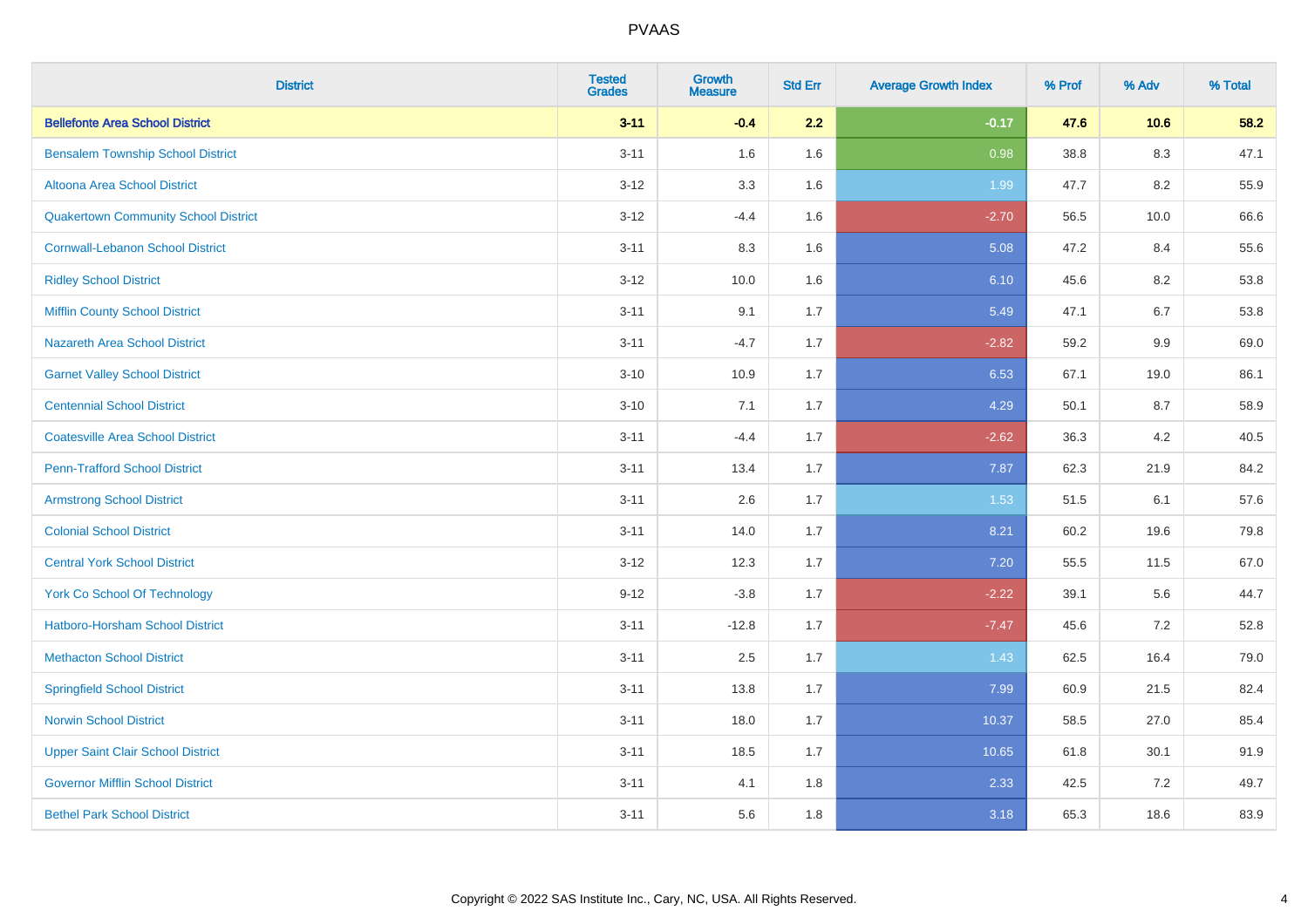| District | Tested Grades | Growth Measure | Std Err | Average Growth Index | % Prof | % Adv | % Total |
|---|---|---|---|---|---|---|---|
| **Bellefonte Area School District** | **3-11** | **-0.4** | **2.2** | **-0.17** | **47.6** | **10.6** | **58.2** |
| Bensalem Township School District | 3-11 | 1.6 | 1.6 | 0.98 | 38.8 | 8.3 | 47.1 |
| Altoona Area School District | 3-12 | 3.3 | 1.6 | 1.99 | 47.7 | 8.2 | 55.9 |
| Quakertown Community School District | 3-12 | -4.4 | 1.6 | -2.70 | 56.5 | 10.0 | 66.6 |
| Cornwall-Lebanon School District | 3-11 | 8.3 | 1.6 | 5.08 | 47.2 | 8.4 | 55.6 |
| Ridley School District | 3-12 | 10.0 | 1.6 | 6.10 | 45.6 | 8.2 | 53.8 |
| Mifflin County School District | 3-11 | 9.1 | 1.7 | 5.49 | 47.1 | 6.7 | 53.8 |
| Nazareth Area School District | 3-11 | -4.7 | 1.7 | -2.82 | 59.2 | 9.9 | 69.0 |
| Garnet Valley School District | 3-10 | 10.9 | 1.7 | 6.53 | 67.1 | 19.0 | 86.1 |
| Centennial School District | 3-10 | 7.1 | 1.7 | 4.29 | 50.1 | 8.7 | 58.9 |
| Coatesville Area School District | 3-11 | -4.4 | 1.7 | -2.62 | 36.3 | 4.2 | 40.5 |
| Penn-Trafford School District | 3-11 | 13.4 | 1.7 | 7.87 | 62.3 | 21.9 | 84.2 |
| Armstrong School District | 3-11 | 2.6 | 1.7 | 1.53 | 51.5 | 6.1 | 57.6 |
| Colonial School District | 3-11 | 14.0 | 1.7 | 8.21 | 60.2 | 19.6 | 79.8 |
| Central York School District | 3-12 | 12.3 | 1.7 | 7.20 | 55.5 | 11.5 | 67.0 |
| York Co School Of Technology | 9-12 | -3.8 | 1.7 | -2.22 | 39.1 | 5.6 | 44.7 |
| Hatboro-Horsham School District | 3-11 | -12.8 | 1.7 | -7.47 | 45.6 | 7.2 | 52.8 |
| Methacton School District | 3-11 | 2.5 | 1.7 | 1.43 | 62.5 | 16.4 | 79.0 |
| Springfield School District | 3-11 | 13.8 | 1.7 | 7.99 | 60.9 | 21.5 | 82.4 |
| Norwin School District | 3-11 | 18.0 | 1.7 | 10.37 | 58.5 | 27.0 | 85.4 |
| Upper Saint Clair School District | 3-11 | 18.5 | 1.7 | 10.65 | 61.8 | 30.1 | 91.9 |
| Governor Mifflin School District | 3-11 | 4.1 | 1.8 | 2.33 | 42.5 | 7.2 | 49.7 |
| Bethel Park School District | 3-11 | 5.6 | 1.8 | 3.18 | 65.3 | 18.6 | 83.9 |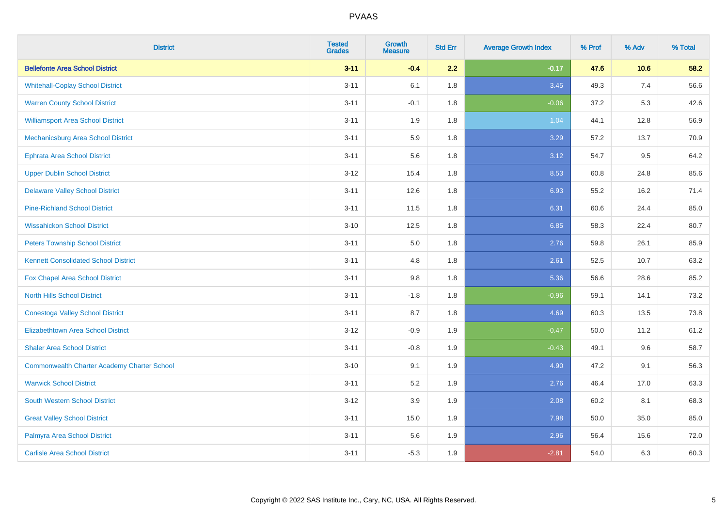# PVAAS

| District | Tested Grades | Growth Measure | Std Err | Average Growth Index | % Prof | % Adv | % Total |
|---|---|---|---|---|---|---|---|
| **Bellefonte Area School District** | **3-11** | **-0.4** | **2.2** | **-0.17** | **47.6** | **10.6** | **58.2** |
| Whitehall-Coplay School District | 3-11 | 6.1 | 1.8 | 3.45 | 49.3 | 7.4 | 56.6 |
| Warren County School District | 3-11 | -0.1 | 1.8 | -0.06 | 37.2 | 5.3 | 42.6 |
| Williamsport Area School District | 3-11 | 1.9 | 1.8 | 1.04 | 44.1 | 12.8 | 56.9 |
| Mechanicsburg Area School District | 3-11 | 5.9 | 1.8 | 3.29 | 57.2 | 13.7 | 70.9 |
| Ephrata Area School District | 3-11 | 5.6 | 1.8 | 3.12 | 54.7 | 9.5 | 64.2 |
| Upper Dublin School District | 3-12 | 15.4 | 1.8 | 8.53 | 60.8 | 24.8 | 85.6 |
| Delaware Valley School District | 3-11 | 12.6 | 1.8 | 6.93 | 55.2 | 16.2 | 71.4 |
| Pine-Richland School District | 3-11 | 11.5 | 1.8 | 6.31 | 60.6 | 24.4 | 85.0 |
| Wissahickon School District | 3-10 | 12.5 | 1.8 | 6.85 | 58.3 | 22.4 | 80.7 |
| Peters Township School District | 3-11 | 5.0 | 1.8 | 2.76 | 59.8 | 26.1 | 85.9 |
| Kennett Consolidated School District | 3-11 | 4.8 | 1.8 | 2.61 | 52.5 | 10.7 | 63.2 |
| Fox Chapel Area School District | 3-11 | 9.8 | 1.8 | 5.36 | 56.6 | 28.6 | 85.2 |
| North Hills School District | 3-11 | -1.8 | 1.8 | -0.96 | 59.1 | 14.1 | 73.2 |
| Conestoga Valley School District | 3-11 | 8.7 | 1.8 | 4.69 | 60.3 | 13.5 | 73.8 |
| Elizabethtown Area School District | 3-12 | -0.9 | 1.9 | -0.47 | 50.0 | 11.2 | 61.2 |
| Shaler Area School District | 3-11 | -0.8 | 1.9 | -0.43 | 49.1 | 9.6 | 58.7 |
| Commonwealth Charter Academy Charter School | 3-10 | 9.1 | 1.9 | 4.90 | 47.2 | 9.1 | 56.3 |
| Warwick School District | 3-11 | 5.2 | 1.9 | 2.76 | 46.4 | 17.0 | 63.3 |
| South Western School District | 3-12 | 3.9 | 1.9 | 2.08 | 60.2 | 8.1 | 68.3 |
| Great Valley School District | 3-11 | 15.0 | 1.9 | 7.98 | 50.0 | 35.0 | 85.0 |
| Palmyra Area School District | 3-11 | 5.6 | 1.9 | 2.96 | 56.4 | 15.6 | 72.0 |
| Carlisle Area School District | 3-11 | -5.3 | 1.9 | -2.81 | 54.0 | 6.3 | 60.3 |

Copyright © 2022 SAS Institute Inc., Cary, NC, USA. All Rights Reserved.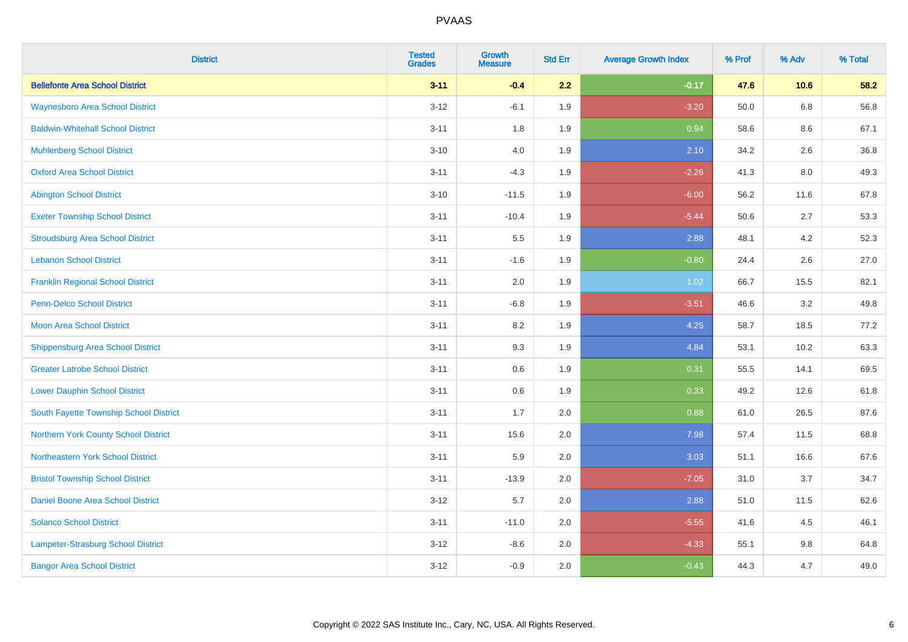| District | Tested Grades | Growth Measure | Std Err | Average Growth Index | % Prof | % Adv | % Total |
|---|---|---|---|---|---|---|---|
| **Bellefonte Area School District** | **3-11** | **-0.4** | **2.2** | **-0.17** | **47.6** | **10.6** | **58.2** |
| Waynesboro Area School District | 3-12 | -6.1 | 1.9 | -3.20 | 50.0 | 6.8 | 56.8 |
| Baldwin-Whitehall School District | 3-11 | 1.8 | 1.9 | 0.94 | 58.6 | 8.6 | 67.1 |
| Muhlenberg School District | 3-10 | 4.0 | 1.9 | 2.10 | 34.2 | 2.6 | 36.8 |
| Oxford Area School District | 3-11 | -4.3 | 1.9 | -2.26 | 41.3 | 8.0 | 49.3 |
| Abington School District | 3-10 | -11.5 | 1.9 | -6.00 | 56.2 | 11.6 | 67.8 |
| Exeter Township School District | 3-11 | -10.4 | 1.9 | -5.44 | 50.6 | 2.7 | 53.3 |
| Stroudsburg Area School District | 3-11 | 5.5 | 1.9 | 2.88 | 48.1 | 4.2 | 52.3 |
| Lebanon School District | 3-11 | -1.6 | 1.9 | -0.80 | 24.4 | 2.6 | 27.0 |
| Franklin Regional School District | 3-11 | 2.0 | 1.9 | 1.02 | 66.7 | 15.5 | 82.1 |
| Penn-Delco School District | 3-11 | -6.8 | 1.9 | -3.51 | 46.6 | 3.2 | 49.8 |
| Moon Area School District | 3-11 | 8.2 | 1.9 | 4.25 | 58.7 | 18.5 | 77.2 |
| Shippensburg Area School District | 3-11 | 9.3 | 1.9 | 4.84 | 53.1 | 10.2 | 63.3 |
| Greater Latrobe School District | 3-11 | 0.6 | 1.9 | 0.31 | 55.5 | 14.1 | 69.5 |
| Lower Dauphin School District | 3-11 | 0.6 | 1.9 | 0.33 | 49.2 | 12.6 | 61.8 |
| South Fayette Township School District | 3-11 | 1.7 | 2.0 | 0.88 | 61.0 | 26.5 | 87.6 |
| Northern York County School District | 3-11 | 15.6 | 2.0 | 7.98 | 57.4 | 11.5 | 68.8 |
| Northeastern York School District | 3-11 | 5.9 | 2.0 | 3.03 | 51.1 | 16.6 | 67.6 |
| Bristol Township School District | 3-11 | -13.9 | 2.0 | -7.05 | 31.0 | 3.7 | 34.7 |
| Daniel Boone Area School District | 3-12 | 5.7 | 2.0 | 2.88 | 51.0 | 11.5 | 62.6 |
| Solanco School District | 3-11 | -11.0 | 2.0 | -5.55 | 41.6 | 4.5 | 46.1 |
| Lampeter-Strasburg School District | 3-12 | -8.6 | 2.0 | -4.33 | 55.1 | 9.8 | 64.8 |
| Bangor Area School District | 3-12 | -0.9 | 2.0 | -0.43 | 44.3 | 4.7 | 49.0 |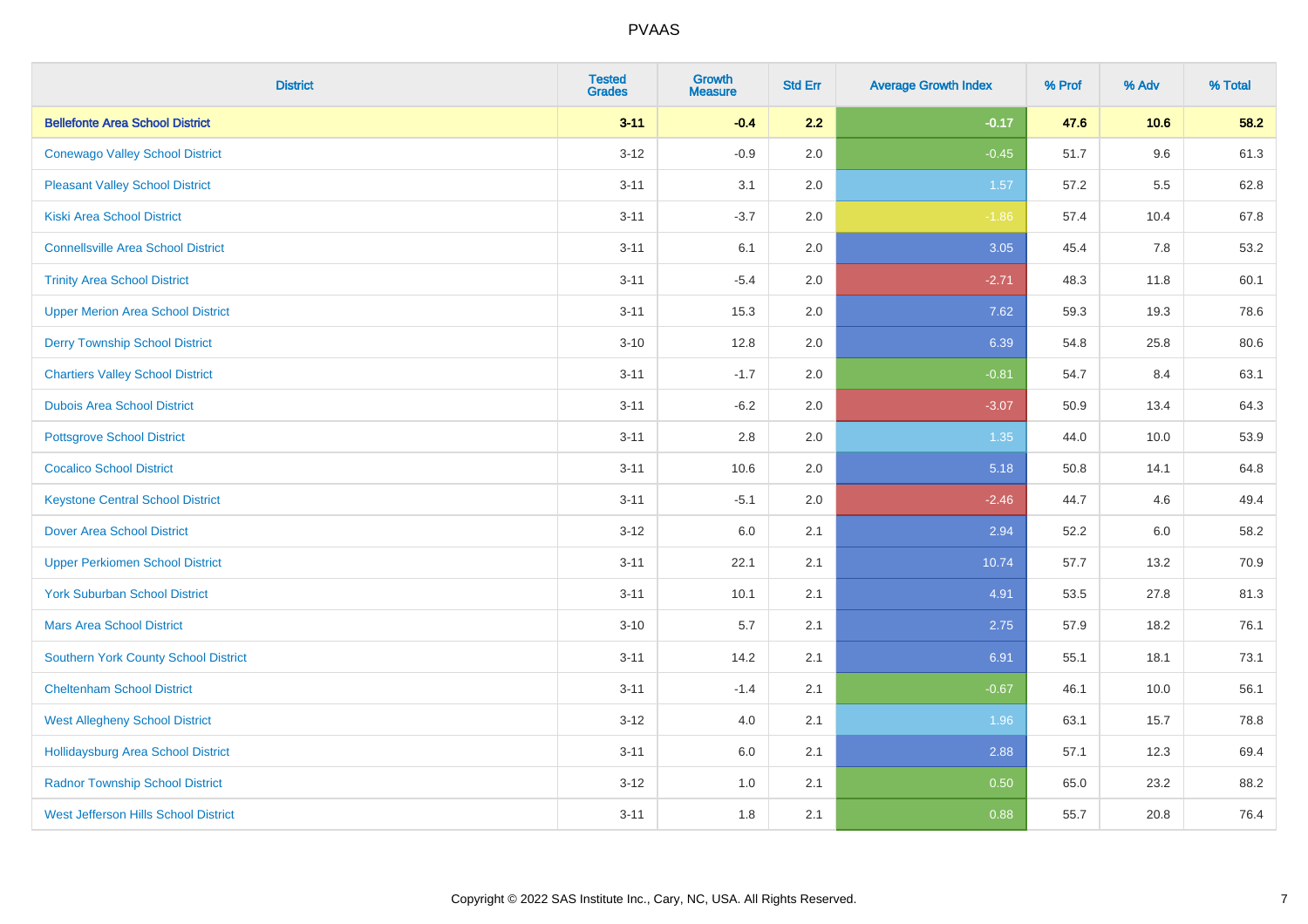# PVAAS

| District | Tested Grades | Growth Measure | Std Err | Average Growth Index | % Prof | % Adv | % Total |
|---|---|---|---|---|---|---|---|
| **Bellefonte Area School District** | **3-11** | **-0.4** | **2.2** | **-0.17** | **47.6** | **10.6** | **58.2** |
| Conewago Valley School District | 3-12 | -0.9 | 2.0 | -0.45 | 51.7 | 9.6 | 61.3 |
| Pleasant Valley School District | 3-11 | 3.1 | 2.0 | 1.57 | 57.2 | 5.5 | 62.8 |
| Kiski Area School District | 3-11 | -3.7 | 2.0 | -1.86 | 57.4 | 10.4 | 67.8 |
| Connellsville Area School District | 3-11 | 6.1 | 2.0 | 3.05 | 45.4 | 7.8 | 53.2 |
| Trinity Area School District | 3-11 | -5.4 | 2.0 | -2.71 | 48.3 | 11.8 | 60.1 |
| Upper Merion Area School District | 3-11 | 15.3 | 2.0 | 7.62 | 59.3 | 19.3 | 78.6 |
| Derry Township School District | 3-10 | 12.8 | 2.0 | 6.39 | 54.8 | 25.8 | 80.6 |
| Chartiers Valley School District | 3-11 | -1.7 | 2.0 | -0.81 | 54.7 | 8.4 | 63.1 |
| Dubois Area School District | 3-11 | -6.2 | 2.0 | -3.07 | 50.9 | 13.4 | 64.3 |
| Pottsgrove School District | 3-11 | 2.8 | 2.0 | 1.35 | 44.0 | 10.0 | 53.9 |
| Cocalico School District | 3-11 | 10.6 | 2.0 | 5.18 | 50.8 | 14.1 | 64.8 |
| Keystone Central School District | 3-11 | -5.1 | 2.0 | -2.46 | 44.7 | 4.6 | 49.4 |
| Dover Area School District | 3-12 | 6.0 | 2.1 | 2.94 | 52.2 | 6.0 | 58.2 |
| Upper Perkiomen School District | 3-11 | 22.1 | 2.1 | 10.74 | 57.7 | 13.2 | 70.9 |
| York Suburban School District | 3-11 | 10.1 | 2.1 | 4.91 | 53.5 | 27.8 | 81.3 |
| Mars Area School District | 3-10 | 5.7 | 2.1 | 2.75 | 57.9 | 18.2 | 76.1 |
| Southern York County School District | 3-11 | 14.2 | 2.1 | 6.91 | 55.1 | 18.1 | 73.1 |
| Cheltenham School District | 3-11 | -1.4 | 2.1 | -0.67 | 46.1 | 10.0 | 56.1 |
| West Allegheny School District | 3-12 | 4.0 | 2.1 | 1.96 | 63.1 | 15.7 | 78.8 |
| Hollidaysburg Area School District | 3-11 | 6.0 | 2.1 | 2.88 | 57.1 | 12.3 | 69.4 |
| Radnor Township School District | 3-12 | 1.0 | 2.1 | 0.50 | 65.0 | 23.2 | 88.2 |
| West Jefferson Hills School District | 3-11 | 1.8 | 2.1 | 0.88 | 55.7 | 20.8 | 76.4 |

Copyright © 2022 SAS Institute Inc., Cary, NC, USA. All Rights Reserved.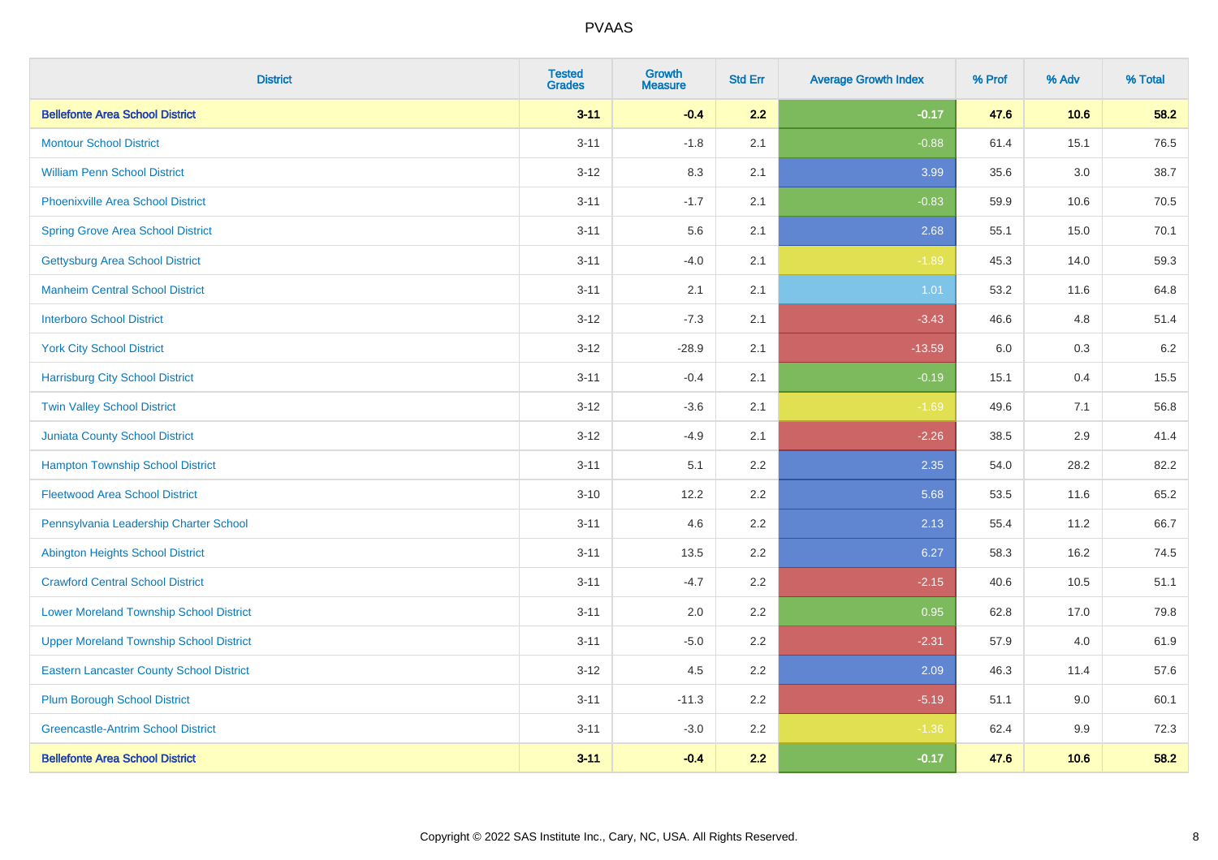# PVAAS

| District | Tested Grades | Growth Measure | Std Err | Average Growth Index | % Prof | % Adv | % Total |
|---|---|---|---|---|---|---|---|
| **Bellefonte Area School District** | **3-11** | **-0.4** | **2.2** | **-0.17** | **47.6** | **10.6** | **58.2** |
| Montour School District | 3-11 | -1.8 | 2.1 | -0.88 | 61.4 | 15.1 | 76.5 |
| William Penn School District | 3-12 | 8.3 | 2.1 | 3.99 | 35.6 | 3.0 | 38.7 |
| Phoenixville Area School District | 3-11 | -1.7 | 2.1 | -0.83 | 59.9 | 10.6 | 70.5 |
| Spring Grove Area School District | 3-11 | 5.6 | 2.1 | 2.68 | 55.1 | 15.0 | 70.1 |
| Gettysburg Area School District | 3-11 | -4.0 | 2.1 | -1.89 | 45.3 | 14.0 | 59.3 |
| Manheim Central School District | 3-11 | 2.1 | 2.1 | 1.01 | 53.2 | 11.6 | 64.8 |
| Interboro School District | 3-12 | -7.3 | 2.1 | -3.43 | 46.6 | 4.8 | 51.4 |
| York City School District | 3-12 | -28.9 | 2.1 | -13.59 | 6.0 | 0.3 | 6.2 |
| Harrisburg City School District | 3-11 | -0.4 | 2.1 | -0.19 | 15.1 | 0.4 | 15.5 |
| Twin Valley School District | 3-12 | -3.6 | 2.1 | -1.69 | 49.6 | 7.1 | 56.8 |
| Juniata County School District | 3-12 | -4.9 | 2.1 | -2.26 | 38.5 | 2.9 | 41.4 |
| Hampton Township School District | 3-11 | 5.1 | 2.2 | 2.35 | 54.0 | 28.2 | 82.2 |
| Fleetwood Area School District | 3-10 | 12.2 | 2.2 | 5.68 | 53.5 | 11.6 | 65.2 |
| Pennsylvania Leadership Charter School | 3-11 | 4.6 | 2.2 | 2.13 | 55.4 | 11.2 | 66.7 |
| Abington Heights School District | 3-11 | 13.5 | 2.2 | 6.27 | 58.3 | 16.2 | 74.5 |
| Crawford Central School District | 3-11 | -4.7 | 2.2 | -2.15 | 40.6 | 10.5 | 51.1 |
| Lower Moreland Township School District | 3-11 | 2.0 | 2.2 | 0.95 | 62.8 | 17.0 | 79.8 |
| Upper Moreland Township School District | 3-11 | -5.0 | 2.2 | -2.31 | 57.9 | 4.0 | 61.9 |
| Eastern Lancaster County School District | 3-12 | 4.5 | 2.2 | 2.09 | 46.3 | 11.4 | 57.6 |
| Plum Borough School District | 3-11 | -11.3 | 2.2 | -5.19 | 51.1 | 9.0 | 60.1 |
| Greencastle-Antrim School District | 3-11 | -3.0 | 2.2 | -1.36 | 62.4 | 9.9 | 72.3 |
| **Bellefonte Area School District** | **3-11** | **-0.4** | **2.2** | **-0.17** | **47.6** | **10.6** | **58.2** |

Copyright © 2022 SAS Institute Inc., Cary, NC, USA. All Rights Reserved.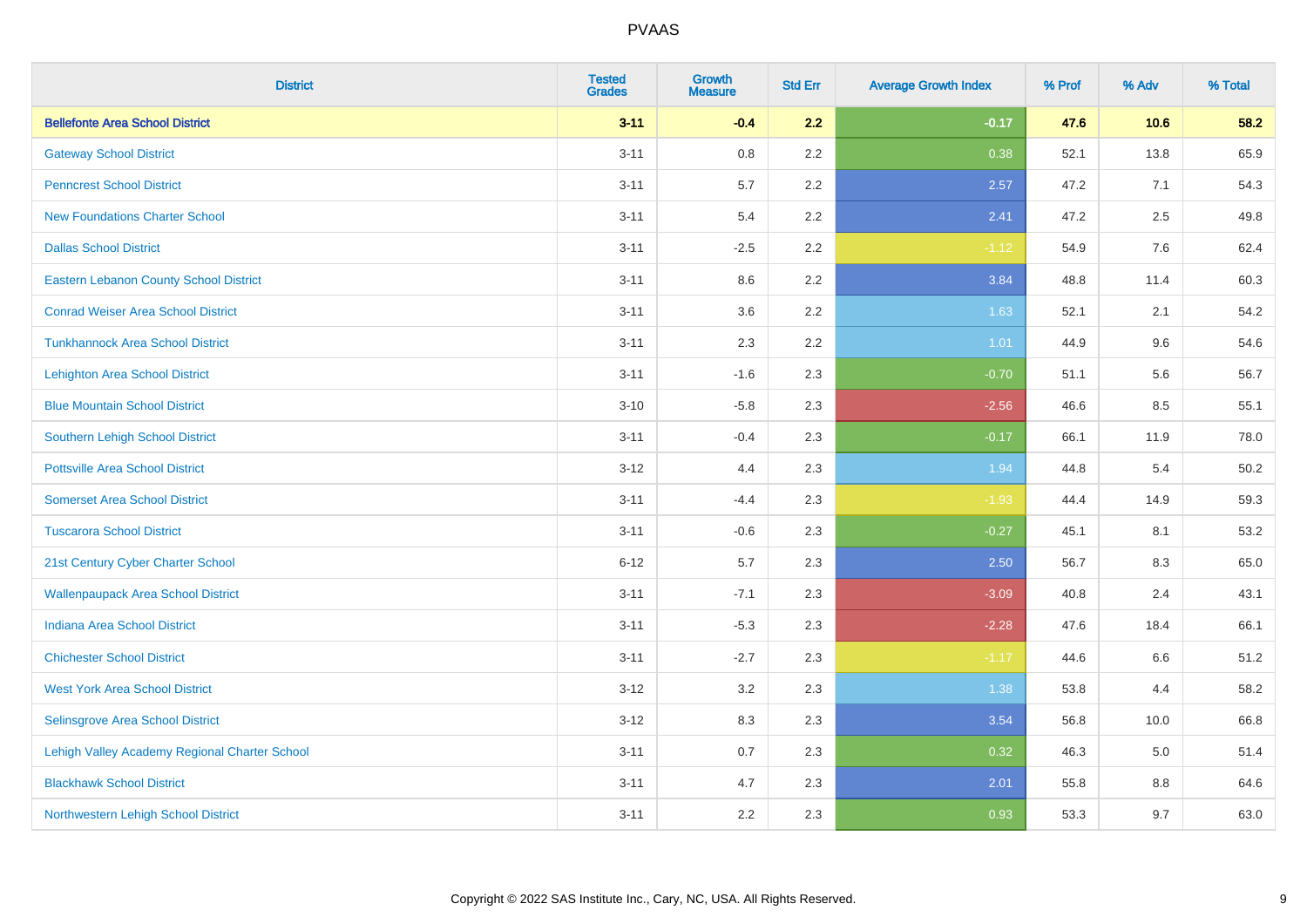| District | Tested Grades | Growth Measure | Std Err | Average Growth Index | % Prof | % Adv | % Total |
|---|---|---|---|---|---|---|---|
| **Bellefonte Area School District** | **3-11** | **-0.4** | **2.2** | **-0.17** | **47.6** | **10.6** | **58.2** |
| Gateway School District | 3-11 | 0.8 | 2.2 | 0.38 | 52.1 | 13.8 | 65.9 |
| Penncrest School District | 3-11 | 5.7 | 2.2 | 2.57 | 47.2 | 7.1 | 54.3 |
| New Foundations Charter School | 3-11 | 5.4 | 2.2 | 2.41 | 47.2 | 2.5 | 49.8 |
| Dallas School District | 3-11 | -2.5 | 2.2 | -1.12 | 54.9 | 7.6 | 62.4 |
| Eastern Lebanon County School District | 3-11 | 8.6 | 2.2 | 3.84 | 48.8 | 11.4 | 60.3 |
| Conrad Weiser Area School District | 3-11 | 3.6 | 2.2 | 1.63 | 52.1 | 2.1 | 54.2 |
| Tunkhannock Area School District | 3-11 | 2.3 | 2.2 | 1.01 | 44.9 | 9.6 | 54.6 |
| Lehighton Area School District | 3-11 | -1.6 | 2.3 | -0.70 | 51.1 | 5.6 | 56.7 |
| Blue Mountain School District | 3-10 | -5.8 | 2.3 | -2.56 | 46.6 | 8.5 | 55.1 |
| Southern Lehigh School District | 3-11 | -0.4 | 2.3 | -0.17 | 66.1 | 11.9 | 78.0 |
| Pottsville Area School District | 3-12 | 4.4 | 2.3 | 1.94 | 44.8 | 5.4 | 50.2 |
| Somerset Area School District | 3-11 | -4.4 | 2.3 | -1.93 | 44.4 | 14.9 | 59.3 |
| Tuscarora School District | 3-11 | -0.6 | 2.3 | -0.27 | 45.1 | 8.1 | 53.2 |
| 21st Century Cyber Charter School | 6-12 | 5.7 | 2.3 | 2.50 | 56.7 | 8.3 | 65.0 |
| Wallenpaupack Area School District | 3-11 | -7.1 | 2.3 | -3.09 | 40.8 | 2.4 | 43.1 |
| Indiana Area School District | 3-11 | -5.3 | 2.3 | -2.28 | 47.6 | 18.4 | 66.1 |
| Chichester School District | 3-11 | -2.7 | 2.3 | -1.17 | 44.6 | 6.6 | 51.2 |
| West York Area School District | 3-12 | 3.2 | 2.3 | 1.38 | 53.8 | 4.4 | 58.2 |
| Selinsgrove Area School District | 3-12 | 8.3 | 2.3 | 3.54 | 56.8 | 10.0 | 66.8 |
| Lehigh Valley Academy Regional Charter School | 3-11 | 0.7 | 2.3 | 0.32 | 46.3 | 5.0 | 51.4 |
| Blackhawk School District | 3-11 | 4.7 | 2.3 | 2.01 | 55.8 | 8.8 | 64.6 |
| Northwestern Lehigh School District | 3-11 | 2.2 | 2.3 | 0.93 | 53.3 | 9.7 | 63.0 |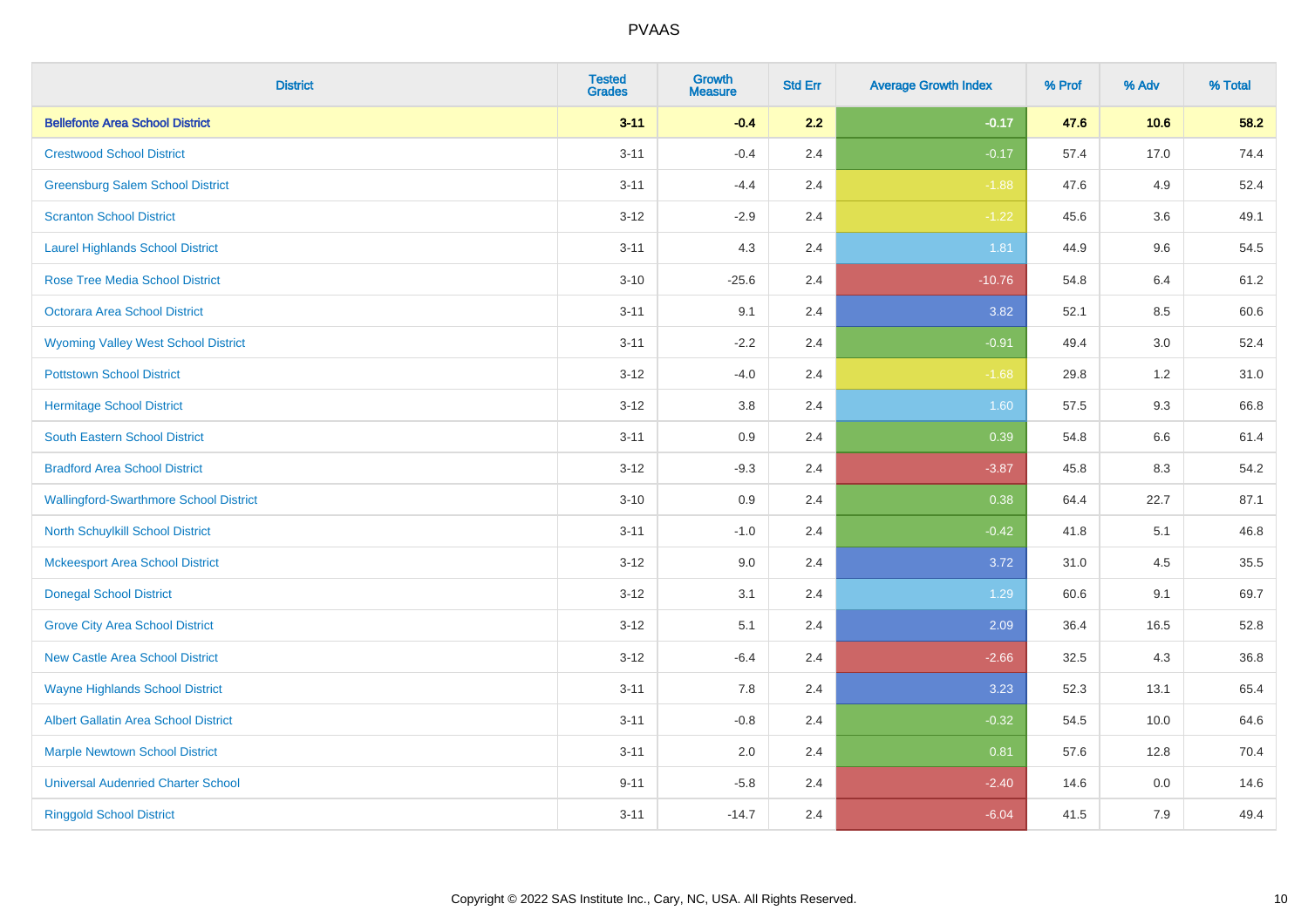# PVAAS

| District | Tested Grades | Growth Measure | Std Err | Average Growth Index | % Prof | % Adv | % Total |
|---|---|---|---|---|---|---|---|
| **Bellefonte Area School District** | **3-11** | **-0.4** | **2.2** | **-0.17** | **47.6** | **10.6** | **58.2** |
| Crestwood School District | 3-11 | -0.4 | 2.4 | -0.17 | 57.4 | 17.0 | 74.4 |
| Greensburg Salem School District | 3-11 | -4.4 | 2.4 | -1.88 | 47.6 | 4.9 | 52.4 |
| Scranton School District | 3-12 | -2.9 | 2.4 | -1.22 | 45.6 | 3.6 | 49.1 |
| Laurel Highlands School District | 3-11 | 4.3 | 2.4 | 1.81 | 44.9 | 9.6 | 54.5 |
| Rose Tree Media School District | 3-10 | -25.6 | 2.4 | -10.76 | 54.8 | 6.4 | 61.2 |
| Octorara Area School District | 3-11 | 9.1 | 2.4 | 3.82 | 52.1 | 8.5 | 60.6 |
| Wyoming Valley West School District | 3-11 | -2.2 | 2.4 | -0.91 | 49.4 | 3.0 | 52.4 |
| Pottstown School District | 3-12 | -4.0 | 2.4 | -1.68 | 29.8 | 1.2 | 31.0 |
| Hermitage School District | 3-12 | 3.8 | 2.4 | 1.60 | 57.5 | 9.3 | 66.8 |
| South Eastern School District | 3-11 | 0.9 | 2.4 | 0.39 | 54.8 | 6.6 | 61.4 |
| Bradford Area School District | 3-12 | -9.3 | 2.4 | -3.87 | 45.8 | 8.3 | 54.2 |
| Wallingford-Swarthmore School District | 3-10 | 0.9 | 2.4 | 0.38 | 64.4 | 22.7 | 87.1 |
| North Schuylkill School District | 3-11 | -1.0 | 2.4 | -0.42 | 41.8 | 5.1 | 46.8 |
| Mckeesport Area School District | 3-12 | 9.0 | 2.4 | 3.72 | 31.0 | 4.5 | 35.5 |
| Donegal School District | 3-12 | 3.1 | 2.4 | 1.29 | 60.6 | 9.1 | 69.7 |
| Grove City Area School District | 3-12 | 5.1 | 2.4 | 2.09 | 36.4 | 16.5 | 52.8 |
| New Castle Area School District | 3-12 | -6.4 | 2.4 | -2.66 | 32.5 | 4.3 | 36.8 |
| Wayne Highlands School District | 3-11 | 7.8 | 2.4 | 3.23 | 52.3 | 13.1 | 65.4 |
| Albert Gallatin Area School District | 3-11 | -0.8 | 2.4 | -0.32 | 54.5 | 10.0 | 64.6 |
| Marple Newtown School District | 3-11 | 2.0 | 2.4 | 0.81 | 57.6 | 12.8 | 70.4 |
| Universal Audenried Charter School | 9-11 | -5.8 | 2.4 | -2.40 | 14.6 | 0.0 | 14.6 |
| Ringgold School District | 3-11 | -14.7 | 2.4 | -6.04 | 41.5 | 7.9 | 49.4 |

Copyright © 2022 SAS Institute Inc., Cary, NC, USA. All Rights Reserved.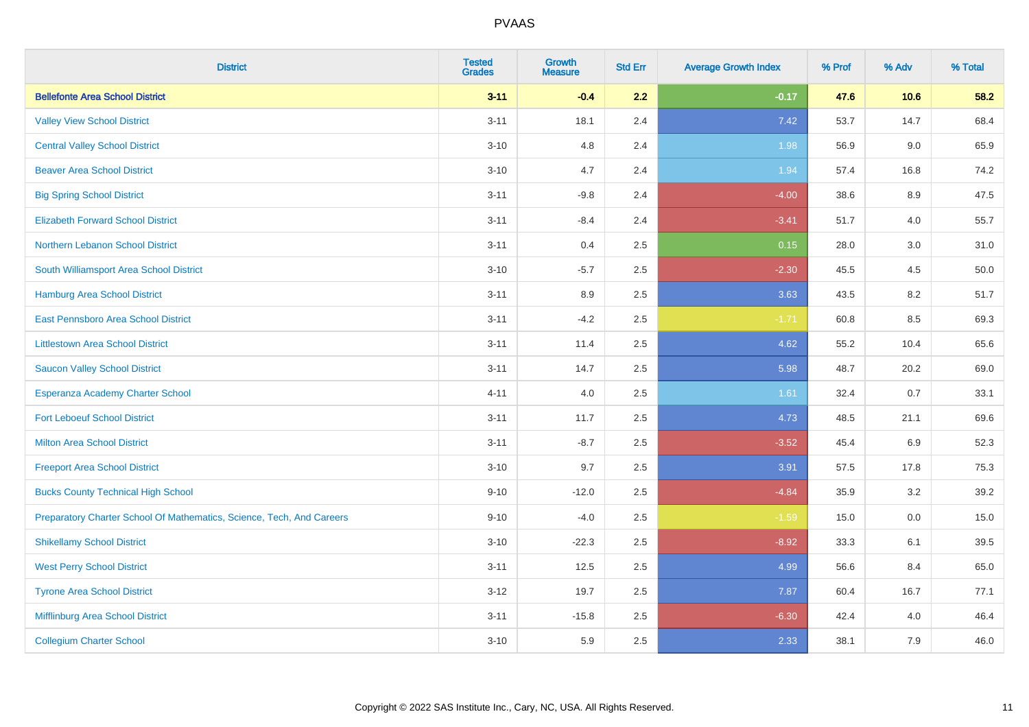# PVAAS

| District | Tested Grades | Growth Measure | Std Err | Average Growth Index | % Prof | % Adv | % Total |
|---|---|---|---|---|---|---|---|
| **Bellefonte Area School District** | **3-11** | **-0.4** | **2.2** | **-0.17** | **47.6** | **10.6** | **58.2** |
| Valley View School District | 3-11 | 18.1 | 2.4 | 7.42 | 53.7 | 14.7 | 68.4 |
| Central Valley School District | 3-10 | 4.8 | 2.4 | 1.98 | 56.9 | 9.0 | 65.9 |
| Beaver Area School District | 3-10 | 4.7 | 2.4 | 1.94 | 57.4 | 16.8 | 74.2 |
| Big Spring School District | 3-11 | -9.8 | 2.4 | -4.00 | 38.6 | 8.9 | 47.5 |
| Elizabeth Forward School District | 3-11 | -8.4 | 2.4 | -3.41 | 51.7 | 4.0 | 55.7 |
| Northern Lebanon School District | 3-11 | 0.4 | 2.5 | 0.15 | 28.0 | 3.0 | 31.0 |
| South Williamsport Area School District | 3-10 | -5.7 | 2.5 | -2.30 | 45.5 | 4.5 | 50.0 |
| Hamburg Area School District | 3-11 | 8.9 | 2.5 | 3.63 | 43.5 | 8.2 | 51.7 |
| East Pennsboro Area School District | 3-11 | -4.2 | 2.5 | -1.71 | 60.8 | 8.5 | 69.3 |
| Littlestown Area School District | 3-11 | 11.4 | 2.5 | 4.62 | 55.2 | 10.4 | 65.6 |
| Saucon Valley School District | 3-11 | 14.7 | 2.5 | 5.98 | 48.7 | 20.2 | 69.0 |
| Esperanza Academy Charter School | 4-11 | 4.0 | 2.5 | 1.61 | 32.4 | 0.7 | 33.1 |
| Fort Leboeuf School District | 3-11 | 11.7 | 2.5 | 4.73 | 48.5 | 21.1 | 69.6 |
| Milton Area School District | 3-11 | -8.7 | 2.5 | -3.52 | 45.4 | 6.9 | 52.3 |
| Freeport Area School District | 3-10 | 9.7 | 2.5 | 3.91 | 57.5 | 17.8 | 75.3 |
| Bucks County Technical High School | 9-10 | -12.0 | 2.5 | -4.84 | 35.9 | 3.2 | 39.2 |
| Preparatory Charter School Of Mathematics, Science, Tech, And Careers | 9-10 | -4.0 | 2.5 | -1.59 | 15.0 | 0.0 | 15.0 |
| Shikellamy School District | 3-10 | -22.3 | 2.5 | -8.92 | 33.3 | 6.1 | 39.5 |
| West Perry School District | 3-11 | 12.5 | 2.5 | 4.99 | 56.6 | 8.4 | 65.0 |
| Tyrone Area School District | 3-12 | 19.7 | 2.5 | 7.87 | 60.4 | 16.7 | 77.1 |
| Mifflinburg Area School District | 3-11 | -15.8 | 2.5 | -6.30 | 42.4 | 4.0 | 46.4 |
| Collegium Charter School | 3-10 | 5.9 | 2.5 | 2.33 | 38.1 | 7.9 | 46.0 |

Copyright © 2022 SAS Institute Inc., Cary, NC, USA. All Rights Reserved.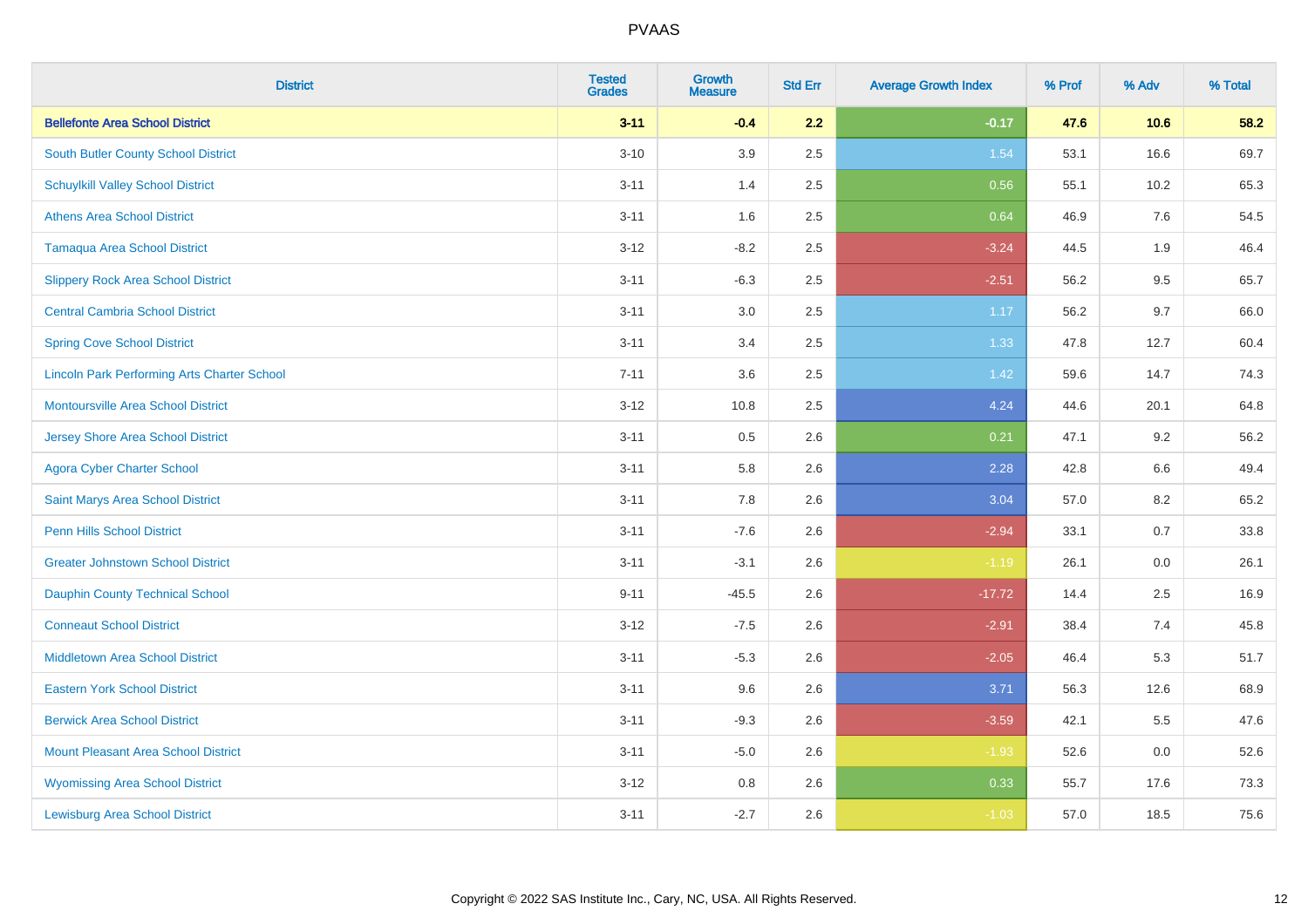| District | Tested Grades | Growth Measure | Std Err | Average Growth Index | % Prof | % Adv | % Total |
|---|---|---|---|---|---|---|---|
| **Bellefonte Area School District** | **3-11** | **-0.4** | **2.2** | **-0.17** | **47.6** | **10.6** | **58.2** |
| South Butler County School District | 3-10 | 3.9 | 2.5 | 1.54 | 53.1 | 16.6 | 69.7 |
| Schuylkill Valley School District | 3-11 | 1.4 | 2.5 | 0.56 | 55.1 | 10.2 | 65.3 |
| Athens Area School District | 3-11 | 1.6 | 2.5 | 0.64 | 46.9 | 7.6 | 54.5 |
| Tamaqua Area School District | 3-12 | -8.2 | 2.5 | -3.24 | 44.5 | 1.9 | 46.4 |
| Slippery Rock Area School District | 3-11 | -6.3 | 2.5 | -2.51 | 56.2 | 9.5 | 65.7 |
| Central Cambria School District | 3-11 | 3.0 | 2.5 | 1.17 | 56.2 | 9.7 | 66.0 |
| Spring Cove School District | 3-11 | 3.4 | 2.5 | 1.33 | 47.8 | 12.7 | 60.4 |
| Lincoln Park Performing Arts Charter School | 7-11 | 3.6 | 2.5 | 1.42 | 59.6 | 14.7 | 74.3 |
| Montoursville Area School District | 3-12 | 10.8 | 2.5 | 4.24 | 44.6 | 20.1 | 64.8 |
| Jersey Shore Area School District | 3-11 | 0.5 | 2.6 | 0.21 | 47.1 | 9.2 | 56.2 |
| Agora Cyber Charter School | 3-11 | 5.8 | 2.6 | 2.28 | 42.8 | 6.6 | 49.4 |
| Saint Marys Area School District | 3-11 | 7.8 | 2.6 | 3.04 | 57.0 | 8.2 | 65.2 |
| Penn Hills School District | 3-11 | -7.6 | 2.6 | -2.94 | 33.1 | 0.7 | 33.8 |
| Greater Johnstown School District | 3-11 | -3.1 | 2.6 | -1.19 | 26.1 | 0.0 | 26.1 |
| Dauphin County Technical School | 9-11 | -45.5 | 2.6 | -17.72 | 14.4 | 2.5 | 16.9 |
| Conneaut School District | 3-12 | -7.5 | 2.6 | -2.91 | 38.4 | 7.4 | 45.8 |
| Middletown Area School District | 3-11 | -5.3 | 2.6 | -2.05 | 46.4 | 5.3 | 51.7 |
| Eastern York School District | 3-11 | 9.6 | 2.6 | 3.71 | 56.3 | 12.6 | 68.9 |
| Berwick Area School District | 3-11 | -9.3 | 2.6 | -3.59 | 42.1 | 5.5 | 47.6 |
| Mount Pleasant Area School District | 3-11 | -5.0 | 2.6 | -1.93 | 52.6 | 0.0 | 52.6 |
| Wyomissing Area School District | 3-12 | 0.8 | 2.6 | 0.33 | 55.7 | 17.6 | 73.3 |
| Lewisburg Area School District | 3-11 | -2.7 | 2.6 | -1.03 | 57.0 | 18.5 | 75.6 |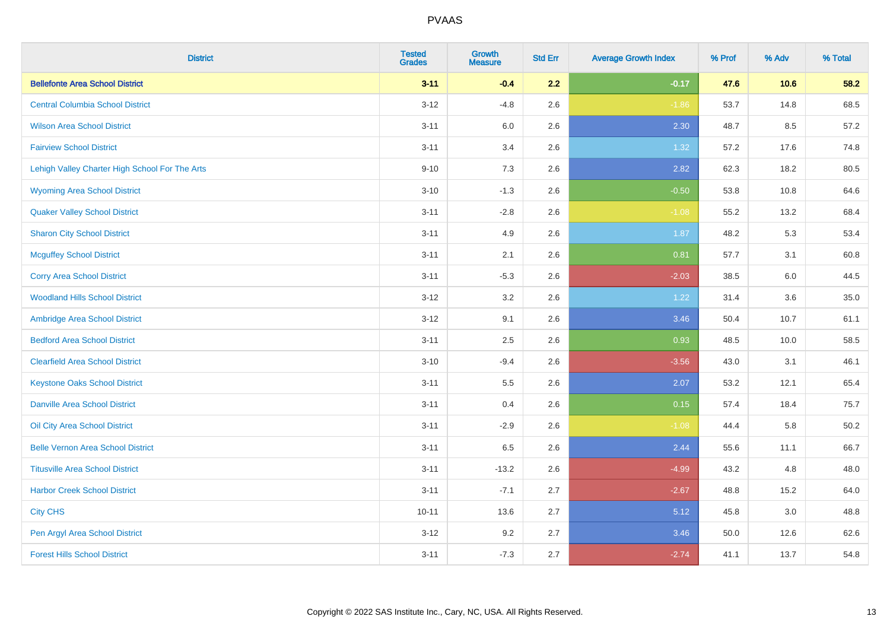| District | Tested Grades | Growth Measure | Std Err | Average Growth Index | % Prof | % Adv | % Total |
|---|---|---|---|---|---|---|---|
| **Bellefonte Area School District** | **3-11** | **-0.4** | **2.2** | **-0.17** | **47.6** | **10.6** | **58.2** |
| Central Columbia School District | 3-12 | -4.8 | 2.6 | -1.86 | 53.7 | 14.8 | 68.5 |
| Wilson Area School District | 3-11 | 6.0 | 2.6 | 2.30 | 48.7 | 8.5 | 57.2 |
| Fairview School District | 3-11 | 3.4 | 2.6 | 1.32 | 57.2 | 17.6 | 74.8 |
| Lehigh Valley Charter High School For The Arts | 9-10 | 7.3 | 2.6 | 2.82 | 62.3 | 18.2 | 80.5 |
| Wyoming Area School District | 3-10 | -1.3 | 2.6 | -0.50 | 53.8 | 10.8 | 64.6 |
| Quaker Valley School District | 3-11 | -2.8 | 2.6 | -1.08 | 55.2 | 13.2 | 68.4 |
| Sharon City School District | 3-11 | 4.9 | 2.6 | 1.87 | 48.2 | 5.3 | 53.4 |
| Mcguffey School District | 3-11 | 2.1 | 2.6 | 0.81 | 57.7 | 3.1 | 60.8 |
| Corry Area School District | 3-11 | -5.3 | 2.6 | -2.03 | 38.5 | 6.0 | 44.5 |
| Woodland Hills School District | 3-12 | 3.2 | 2.6 | 1.22 | 31.4 | 3.6 | 35.0 |
| Ambridge Area School District | 3-12 | 9.1 | 2.6 | 3.46 | 50.4 | 10.7 | 61.1 |
| Bedford Area School District | 3-11 | 2.5 | 2.6 | 0.93 | 48.5 | 10.0 | 58.5 |
| Clearfield Area School District | 3-10 | -9.4 | 2.6 | -3.56 | 43.0 | 3.1 | 46.1 |
| Keystone Oaks School District | 3-11 | 5.5 | 2.6 | 2.07 | 53.2 | 12.1 | 65.4 |
| Danville Area School District | 3-11 | 0.4 | 2.6 | 0.15 | 57.4 | 18.4 | 75.7 |
| Oil City Area School District | 3-11 | -2.9 | 2.6 | -1.08 | 44.4 | 5.8 | 50.2 |
| Belle Vernon Area School District | 3-11 | 6.5 | 2.6 | 2.44 | 55.6 | 11.1 | 66.7 |
| Titusville Area School District | 3-11 | -13.2 | 2.6 | -4.99 | 43.2 | 4.8 | 48.0 |
| Harbor Creek School District | 3-11 | -7.1 | 2.7 | -2.67 | 48.8 | 15.2 | 64.0 |
| City CHS | 10-11 | 13.6 | 2.7 | 5.12 | 45.8 | 3.0 | 48.8 |
| Pen Argyl Area School District | 3-12 | 9.2 | 2.7 | 3.46 | 50.0 | 12.6 | 62.6 |
| Forest Hills School District | 3-11 | -7.3 | 2.7 | -2.74 | 41.1 | 13.7 | 54.8 |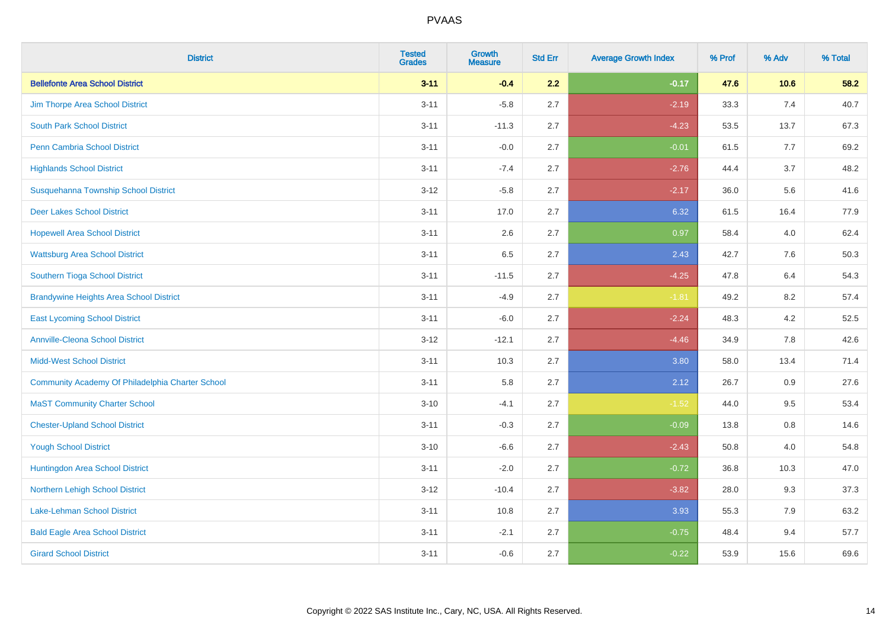| District | Tested Grades | Growth Measure | Std Err | Average Growth Index | % Prof | % Adv | % Total |
|---|---|---|---|---|---|---|---|
| **Bellefonte Area School District** | **3-11** | **-0.4** | **2.2** | **-0.17** | **47.6** | **10.6** | **58.2** |
| Jim Thorpe Area School District | 3-11 | -5.8 | 2.7 | -2.19 | 33.3 | 7.4 | 40.7 |
| South Park School District | 3-11 | -11.3 | 2.7 | -4.23 | 53.5 | 13.7 | 67.3 |
| Penn Cambria School District | 3-11 | -0.0 | 2.7 | -0.01 | 61.5 | 7.7 | 69.2 |
| Highlands School District | 3-11 | -7.4 | 2.7 | -2.76 | 44.4 | 3.7 | 48.2 |
| Susquehanna Township School District | 3-12 | -5.8 | 2.7 | -2.17 | 36.0 | 5.6 | 41.6 |
| Deer Lakes School District | 3-11 | 17.0 | 2.7 | 6.32 | 61.5 | 16.4 | 77.9 |
| Hopewell Area School District | 3-11 | 2.6 | 2.7 | 0.97 | 58.4 | 4.0 | 62.4 |
| Wattsburg Area School District | 3-11 | 6.5 | 2.7 | 2.43 | 42.7 | 7.6 | 50.3 |
| Southern Tioga School District | 3-11 | -11.5 | 2.7 | -4.25 | 47.8 | 6.4 | 54.3 |
| Brandywine Heights Area School District | 3-11 | -4.9 | 2.7 | -1.81 | 49.2 | 8.2 | 57.4 |
| East Lycoming School District | 3-11 | -6.0 | 2.7 | -2.24 | 48.3 | 4.2 | 52.5 |
| Annville-Cleona School District | 3-12 | -12.1 | 2.7 | -4.46 | 34.9 | 7.8 | 42.6 |
| Midd-West School District | 3-11 | 10.3 | 2.7 | 3.80 | 58.0 | 13.4 | 71.4 |
| Community Academy Of Philadelphia Charter School | 3-11 | 5.8 | 2.7 | 2.12 | 26.7 | 0.9 | 27.6 |
| MaST Community Charter School | 3-10 | -4.1 | 2.7 | -1.52 | 44.0 | 9.5 | 53.4 |
| Chester-Upland School District | 3-11 | -0.3 | 2.7 | -0.09 | 13.8 | 0.8 | 14.6 |
| Yough School District | 3-10 | -6.6 | 2.7 | -2.43 | 50.8 | 4.0 | 54.8 |
| Huntingdon Area School District | 3-11 | -2.0 | 2.7 | -0.72 | 36.8 | 10.3 | 47.0 |
| Northern Lehigh School District | 3-12 | -10.4 | 2.7 | -3.82 | 28.0 | 9.3 | 37.3 |
| Lake-Lehman School District | 3-11 | 10.8 | 2.7 | 3.93 | 55.3 | 7.9 | 63.2 |
| Bald Eagle Area School District | 3-11 | -2.1 | 2.7 | -0.75 | 48.4 | 9.4 | 57.7 |
| Girard School District | 3-11 | -0.6 | 2.7 | -0.22 | 53.9 | 15.6 | 69.6 |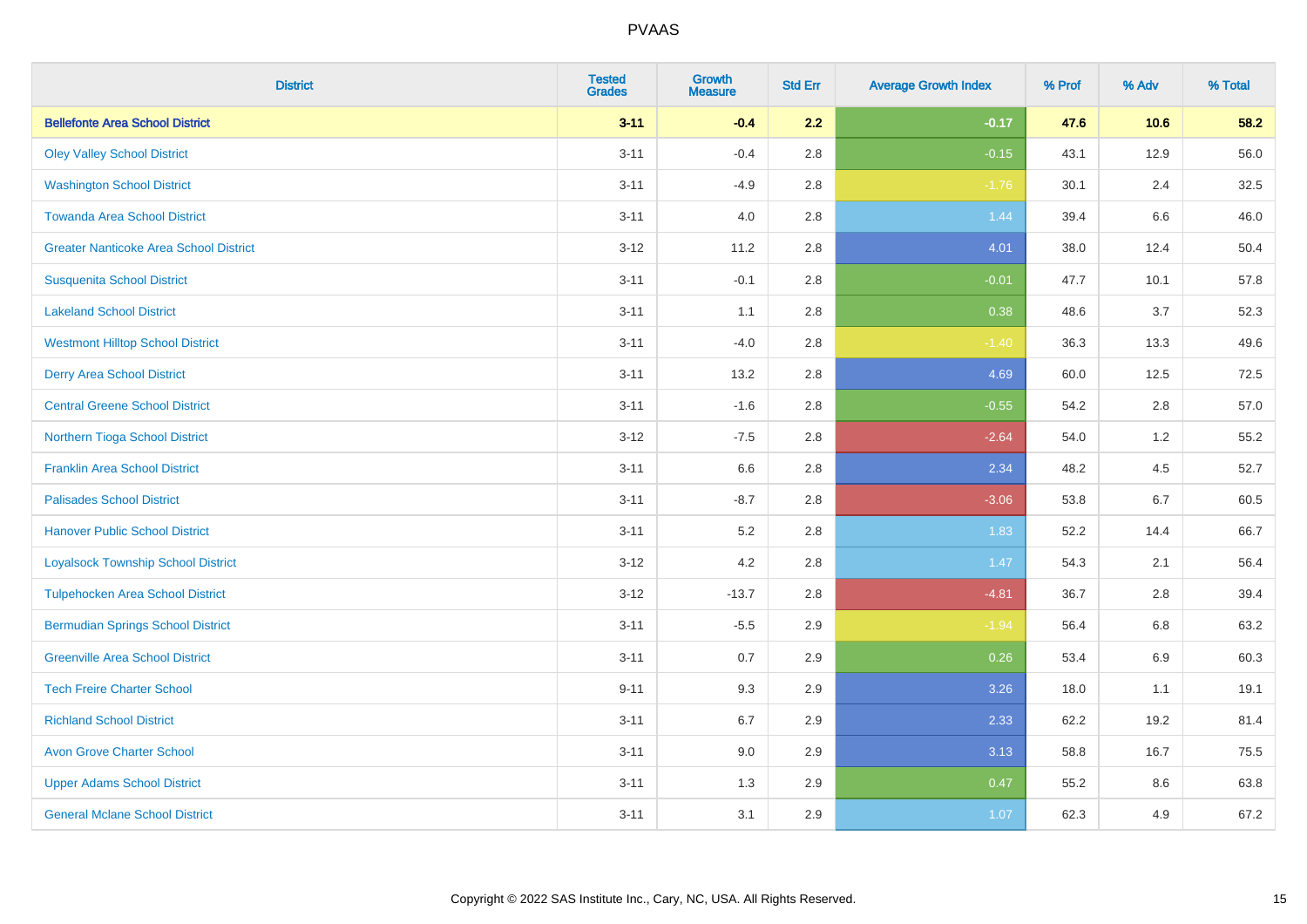| District | Tested Grades | Growth Measure | Std Err | Average Growth Index | % Prof | % Adv | % Total |
|---|---|---|---|---|---|---|---|
| **Bellefonte Area School District** | **3-11** | **-0.4** | **2.2** | **-0.17** | **47.6** | **10.6** | **58.2** |
| Oley Valley School District | 3-11 | -0.4 | 2.8 | -0.15 | 43.1 | 12.9 | 56.0 |
| Washington School District | 3-11 | -4.9 | 2.8 | -1.76 | 30.1 | 2.4 | 32.5 |
| Towanda Area School District | 3-11 | 4.0 | 2.8 | 1.44 | 39.4 | 6.6 | 46.0 |
| Greater Nanticoke Area School District | 3-12 | 11.2 | 2.8 | 4.01 | 38.0 | 12.4 | 50.4 |
| Susquenita School District | 3-11 | -0.1 | 2.8 | -0.01 | 47.7 | 10.1 | 57.8 |
| Lakeland School District | 3-11 | 1.1 | 2.8 | 0.38 | 48.6 | 3.7 | 52.3 |
| Westmont Hilltop School District | 3-11 | -4.0 | 2.8 | -1.40 | 36.3 | 13.3 | 49.6 |
| Derry Area School District | 3-11 | 13.2 | 2.8 | 4.69 | 60.0 | 12.5 | 72.5 |
| Central Greene School District | 3-11 | -1.6 | 2.8 | -0.55 | 54.2 | 2.8 | 57.0 |
| Northern Tioga School District | 3-12 | -7.5 | 2.8 | -2.64 | 54.0 | 1.2 | 55.2 |
| Franklin Area School District | 3-11 | 6.6 | 2.8 | 2.34 | 48.2 | 4.5 | 52.7 |
| Palisades School District | 3-11 | -8.7 | 2.8 | -3.06 | 53.8 | 6.7 | 60.5 |
| Hanover Public School District | 3-11 | 5.2 | 2.8 | 1.83 | 52.2 | 14.4 | 66.7 |
| Loyalsock Township School District | 3-12 | 4.2 | 2.8 | 1.47 | 54.3 | 2.1 | 56.4 |
| Tulpehocken Area School District | 3-12 | -13.7 | 2.8 | -4.81 | 36.7 | 2.8 | 39.4 |
| Bermudian Springs School District | 3-11 | -5.5 | 2.9 | -1.94 | 56.4 | 6.8 | 63.2 |
| Greenville Area School District | 3-11 | 0.7 | 2.9 | 0.26 | 53.4 | 6.9 | 60.3 |
| Tech Freire Charter School | 9-11 | 9.3 | 2.9 | 3.26 | 18.0 | 1.1 | 19.1 |
| Richland School District | 3-11 | 6.7 | 2.9 | 2.33 | 62.2 | 19.2 | 81.4 |
| Avon Grove Charter School | 3-11 | 9.0 | 2.9 | 3.13 | 58.8 | 16.7 | 75.5 |
| Upper Adams School District | 3-11 | 1.3 | 2.9 | 0.47 | 55.2 | 8.6 | 63.8 |
| General Mclane School District | 3-11 | 3.1 | 2.9 | 1.07 | 62.3 | 4.9 | 67.2 |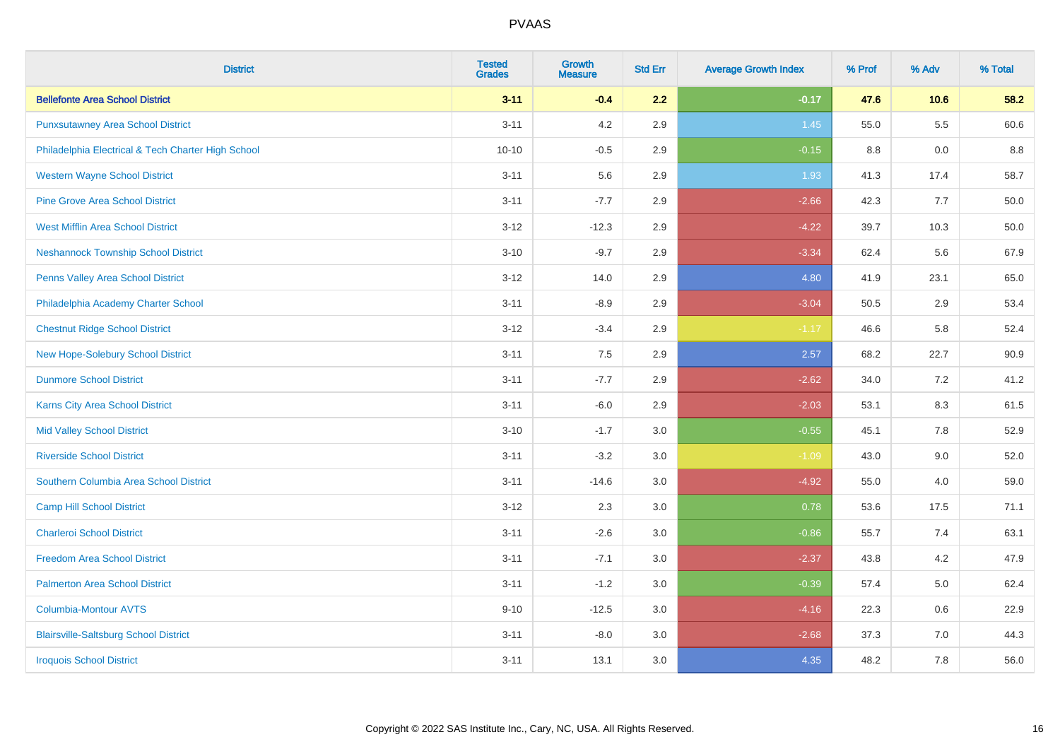# PVAAS

| District | Tested Grades | Growth Measure | Std Err | Average Growth Index | % Prof | % Adv | % Total |
|---|---|---|---|---|---|---|---|
| **Bellefonte Area School District** | **3-11** | **-0.4** | **2.2** | **-0.17** | **47.6** | **10.6** | **58.2** |
| Punxsutawney Area School District | 3-11 | 4.2 | 2.9 | 1.45 | 55.0 | 5.5 | 60.6 |
| Philadelphia Electrical & Tech Charter High School | 10-10 | -0.5 | 2.9 | -0.15 | 8.8 | 0.0 | 8.8 |
| Western Wayne School District | 3-11 | 5.6 | 2.9 | 1.93 | 41.3 | 17.4 | 58.7 |
| Pine Grove Area School District | 3-11 | -7.7 | 2.9 | -2.66 | 42.3 | 7.7 | 50.0 |
| West Mifflin Area School District | 3-12 | -12.3 | 2.9 | -4.22 | 39.7 | 10.3 | 50.0 |
| Neshannock Township School District | 3-10 | -9.7 | 2.9 | -3.34 | 62.4 | 5.6 | 67.9 |
| Penns Valley Area School District | 3-12 | 14.0 | 2.9 | 4.80 | 41.9 | 23.1 | 65.0 |
| Philadelphia Academy Charter School | 3-11 | -8.9 | 2.9 | -3.04 | 50.5 | 2.9 | 53.4 |
| Chestnut Ridge School District | 3-12 | -3.4 | 2.9 | -1.17 | 46.6 | 5.8 | 52.4 |
| New Hope-Solebury School District | 3-11 | 7.5 | 2.9 | 2.57 | 68.2 | 22.7 | 90.9 |
| Dunmore School District | 3-11 | -7.7 | 2.9 | -2.62 | 34.0 | 7.2 | 41.2 |
| Karns City Area School District | 3-11 | -6.0 | 2.9 | -2.03 | 53.1 | 8.3 | 61.5 |
| Mid Valley School District | 3-10 | -1.7 | 3.0 | -0.55 | 45.1 | 7.8 | 52.9 |
| Riverside School District | 3-11 | -3.2 | 3.0 | -1.09 | 43.0 | 9.0 | 52.0 |
| Southern Columbia Area School District | 3-11 | -14.6 | 3.0 | -4.92 | 55.0 | 4.0 | 59.0 |
| Camp Hill School District | 3-12 | 2.3 | 3.0 | 0.78 | 53.6 | 17.5 | 71.1 |
| Charleroi School District | 3-11 | -2.6 | 3.0 | -0.86 | 55.7 | 7.4 | 63.1 |
| Freedom Area School District | 3-11 | -7.1 | 3.0 | -2.37 | 43.8 | 4.2 | 47.9 |
| Palmerton Area School District | 3-11 | -1.2 | 3.0 | -0.39 | 57.4 | 5.0 | 62.4 |
| Columbia-Montour AVTS | 9-10 | -12.5 | 3.0 | -4.16 | 22.3 | 0.6 | 22.9 |
| Blairsville-Saltsburg School District | 3-11 | -8.0 | 3.0 | -2.68 | 37.3 | 7.0 | 44.3 |
| Iroquois School District | 3-11 | 13.1 | 3.0 | 4.35 | 48.2 | 7.8 | 56.0 |

Copyright © 2022 SAS Institute Inc., Cary, NC, USA. All Rights Reserved.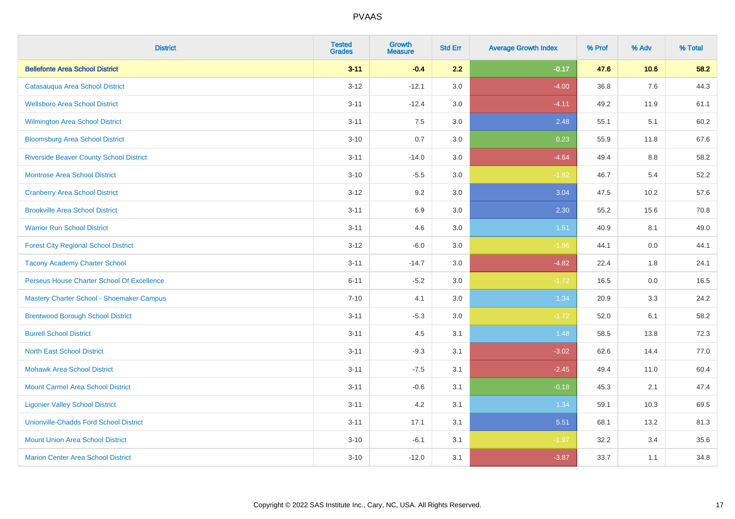# PVAAS

| District | Tested Grades | Growth Measure | Std Err | Average Growth Index | % Prof | % Adv | % Total |
|---|---|---|---|---|---|---|---|
| **Bellefonte Area School District** | **3-11** | **-0.4** | **2.2** | **-0.17** | **47.6** | **10.6** | **58.2** |
| Catasauqua Area School District | 3-12 | -12.1 | 3.0 | -4.00 | 36.8 | 7.6 | 44.3 |
| Wellsboro Area School District | 3-11 | -12.4 | 3.0 | -4.11 | 49.2 | 11.9 | 61.1 |
| Wilmington Area School District | 3-11 | 7.5 | 3.0 | 2.48 | 55.1 | 5.1 | 60.2 |
| Bloomsburg Area School District | 3-10 | 0.7 | 3.0 | 0.23 | 55.9 | 11.8 | 67.6 |
| Riverside Beaver County School District | 3-11 | -14.0 | 3.0 | -4.64 | 49.4 | 8.8 | 58.2 |
| Montrose Area School District | 3-10 | -5.5 | 3.0 | -1.82 | 46.7 | 5.4 | 52.2 |
| Cranberry Area School District | 3-12 | 9.2 | 3.0 | 3.04 | 47.5 | 10.2 | 57.6 |
| Brookville Area School District | 3-11 | 6.9 | 3.0 | 2.30 | 55.2 | 15.6 | 70.8 |
| Warrior Run School District | 3-11 | 4.6 | 3.0 | 1.51 | 40.9 | 8.1 | 49.0 |
| Forest City Regional School District | 3-12 | -6.0 | 3.0 | -1.96 | 44.1 | 0.0 | 44.1 |
| Tacony Academy Charter School | 3-11 | -14.7 | 3.0 | -4.82 | 22.4 | 1.8 | 24.1 |
| Perseus House Charter School Of Excellence | 6-11 | -5.2 | 3.0 | -1.72 | 16.5 | 0.0 | 16.5 |
| Mastery Charter School - Shoemaker Campus | 7-10 | 4.1 | 3.0 | 1.34 | 20.9 | 3.3 | 24.2 |
| Brentwood Borough School District | 3-11 | -5.3 | 3.0 | -1.72 | 52.0 | 6.1 | 58.2 |
| Burrell School District | 3-11 | 4.5 | 3.1 | 1.48 | 58.5 | 13.8 | 72.3 |
| North East School District | 3-11 | -9.3 | 3.1 | -3.02 | 62.6 | 14.4 | 77.0 |
| Mohawk Area School District | 3-11 | -7.5 | 3.1 | -2.45 | 49.4 | 11.0 | 60.4 |
| Mount Carmel Area School District | 3-11 | -0.6 | 3.1 | -0.18 | 45.3 | 2.1 | 47.4 |
| Ligonier Valley School District | 3-11 | 4.2 | 3.1 | 1.34 | 59.1 | 10.3 | 69.5 |
| Unionville-Chadds Ford School District | 3-11 | 17.1 | 3.1 | 5.51 | 68.1 | 13.2 | 81.3 |
| Mount Union Area School District | 3-10 | -6.1 | 3.1 | -1.97 | 32.2 | 3.4 | 35.6 |
| Marion Center Area School District | 3-10 | -12.0 | 3.1 | -3.87 | 33.7 | 1.1 | 34.8 |

Copyright © 2022 SAS Institute Inc., Cary, NC, USA. All Rights Reserved.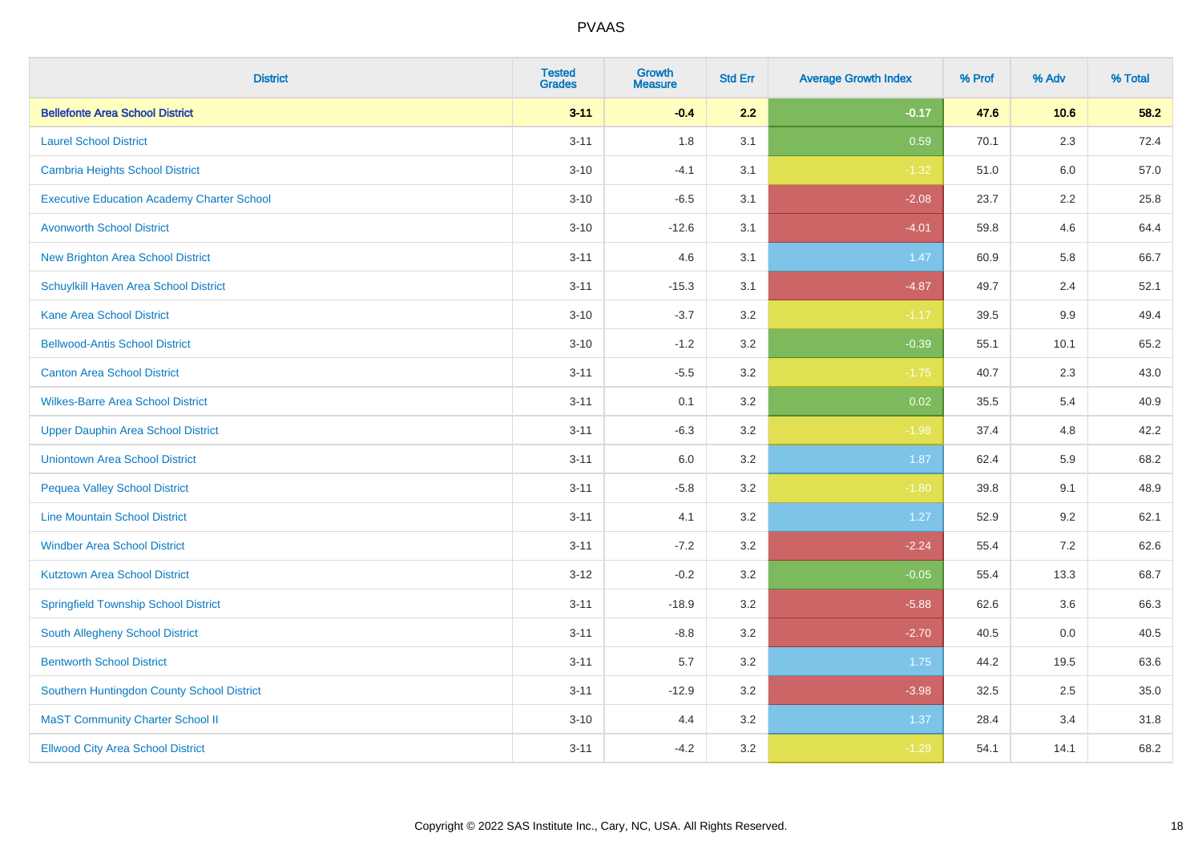# PVAAS

| District | Tested Grades | Growth Measure | Std Err | Average Growth Index | % Prof | % Adv | % Total |
|---|---|---|---|---|---|---|---|
| **Bellefonte Area School District** | **3-11** | **-0.4** | **2.2** | **-0.17** | **47.6** | **10.6** | **58.2** |
| Laurel School District | 3-11 | 1.8 | 3.1 | 0.59 | 70.1 | 2.3 | 72.4 |
| Cambria Heights School District | 3-10 | -4.1 | 3.1 | -1.32 | 51.0 | 6.0 | 57.0 |
| Executive Education Academy Charter School | 3-10 | -6.5 | 3.1 | -2.08 | 23.7 | 2.2 | 25.8 |
| Avonworth School District | 3-10 | -12.6 | 3.1 | -4.01 | 59.8 | 4.6 | 64.4 |
| New Brighton Area School District | 3-11 | 4.6 | 3.1 | 1.47 | 60.9 | 5.8 | 66.7 |
| Schuylkill Haven Area School District | 3-11 | -15.3 | 3.1 | -4.87 | 49.7 | 2.4 | 52.1 |
| Kane Area School District | 3-10 | -3.7 | 3.2 | -1.17 | 39.5 | 9.9 | 49.4 |
| Bellwood-Antis School District | 3-10 | -1.2 | 3.2 | -0.39 | 55.1 | 10.1 | 65.2 |
| Canton Area School District | 3-11 | -5.5 | 3.2 | -1.75 | 40.7 | 2.3 | 43.0 |
| Wilkes-Barre Area School District | 3-11 | 0.1 | 3.2 | 0.02 | 35.5 | 5.4 | 40.9 |
| Upper Dauphin Area School District | 3-11 | -6.3 | 3.2 | -1.98 | 37.4 | 4.8 | 42.2 |
| Uniontown Area School District | 3-11 | 6.0 | 3.2 | 1.87 | 62.4 | 5.9 | 68.2 |
| Pequea Valley School District | 3-11 | -5.8 | 3.2 | -1.80 | 39.8 | 9.1 | 48.9 |
| Line Mountain School District | 3-11 | 4.1 | 3.2 | 1.27 | 52.9 | 9.2 | 62.1 |
| Windber Area School District | 3-11 | -7.2 | 3.2 | -2.24 | 55.4 | 7.2 | 62.6 |
| Kutztown Area School District | 3-12 | -0.2 | 3.2 | -0.05 | 55.4 | 13.3 | 68.7 |
| Springfield Township School District | 3-11 | -18.9 | 3.2 | -5.88 | 62.6 | 3.6 | 66.3 |
| South Allegheny School District | 3-11 | -8.8 | 3.2 | -2.70 | 40.5 | 0.0 | 40.5 |
| Bentworth School District | 3-11 | 5.7 | 3.2 | 1.75 | 44.2 | 19.5 | 63.6 |
| Southern Huntingdon County School District | 3-11 | -12.9 | 3.2 | -3.98 | 32.5 | 2.5 | 35.0 |
| MaST Community Charter School II | 3-10 | 4.4 | 3.2 | 1.37 | 28.4 | 3.4 | 31.8 |
| Ellwood City Area School District | 3-11 | -4.2 | 3.2 | -1.29 | 54.1 | 14.1 | 68.2 |

Copyright © 2022 SAS Institute Inc., Cary, NC, USA. All Rights Reserved.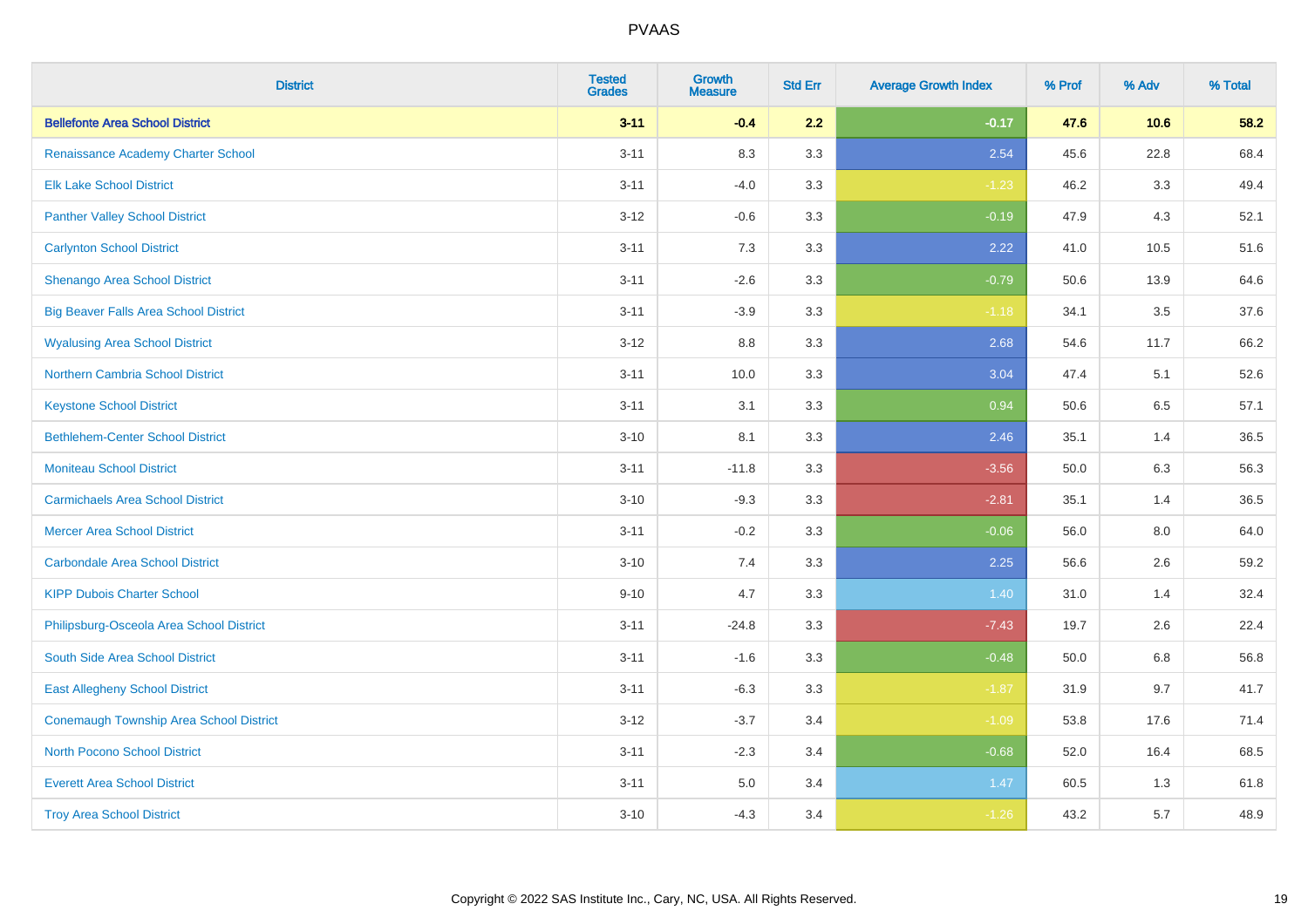# PVAAS

| District | Tested Grades | Growth Measure | Std Err | Average Growth Index | % Prof | % Adv | % Total |
|---|---|---|---|---|---|---|---|
| **Bellefonte Area School District** | **3-11** | **-0.4** | **2.2** | **-0.17** | **47.6** | **10.6** | **58.2** |
| Renaissance Academy Charter School | 3-11 | 8.3 | 3.3 | 2.54 | 45.6 | 22.8 | 68.4 |
| Elk Lake School District | 3-11 | -4.0 | 3.3 | -1.23 | 46.2 | 3.3 | 49.4 |
| Panther Valley School District | 3-12 | -0.6 | 3.3 | -0.19 | 47.9 | 4.3 | 52.1 |
| Carlynton School District | 3-11 | 7.3 | 3.3 | 2.22 | 41.0 | 10.5 | 51.6 |
| Shenango Area School District | 3-11 | -2.6 | 3.3 | -0.79 | 50.6 | 13.9 | 64.6 |
| Big Beaver Falls Area School District | 3-11 | -3.9 | 3.3 | -1.18 | 34.1 | 3.5 | 37.6 |
| Wyalusing Area School District | 3-12 | 8.8 | 3.3 | 2.68 | 54.6 | 11.7 | 66.2 |
| Northern Cambria School District | 3-11 | 10.0 | 3.3 | 3.04 | 47.4 | 5.1 | 52.6 |
| Keystone School District | 3-11 | 3.1 | 3.3 | 0.94 | 50.6 | 6.5 | 57.1 |
| Bethlehem-Center School District | 3-10 | 8.1 | 3.3 | 2.46 | 35.1 | 1.4 | 36.5 |
| Moniteau School District | 3-11 | -11.8 | 3.3 | -3.56 | 50.0 | 6.3 | 56.3 |
| Carmichaels Area School District | 3-10 | -9.3 | 3.3 | -2.81 | 35.1 | 1.4 | 36.5 |
| Mercer Area School District | 3-11 | -0.2 | 3.3 | -0.06 | 56.0 | 8.0 | 64.0 |
| Carbondale Area School District | 3-10 | 7.4 | 3.3 | 2.25 | 56.6 | 2.6 | 59.2 |
| KIPP Dubois Charter School | 9-10 | 4.7 | 3.3 | 1.40 | 31.0 | 1.4 | 32.4 |
| Philipsburg-Osceola Area School District | 3-11 | -24.8 | 3.3 | -7.43 | 19.7 | 2.6 | 22.4 |
| South Side Area School District | 3-11 | -1.6 | 3.3 | -0.48 | 50.0 | 6.8 | 56.8 |
| East Allegheny School District | 3-11 | -6.3 | 3.3 | -1.87 | 31.9 | 9.7 | 41.7 |
| Conemaugh Township Area School District | 3-12 | -3.7 | 3.4 | -1.09 | 53.8 | 17.6 | 71.4 |
| North Pocono School District | 3-11 | -2.3 | 3.4 | -0.68 | 52.0 | 16.4 | 68.5 |
| Everett Area School District | 3-11 | 5.0 | 3.4 | 1.47 | 60.5 | 1.3 | 61.8 |
| Troy Area School District | 3-10 | -4.3 | 3.4 | -1.26 | 43.2 | 5.7 | 48.9 |

Copyright © 2022 SAS Institute Inc., Cary, NC, USA. All Rights Reserved.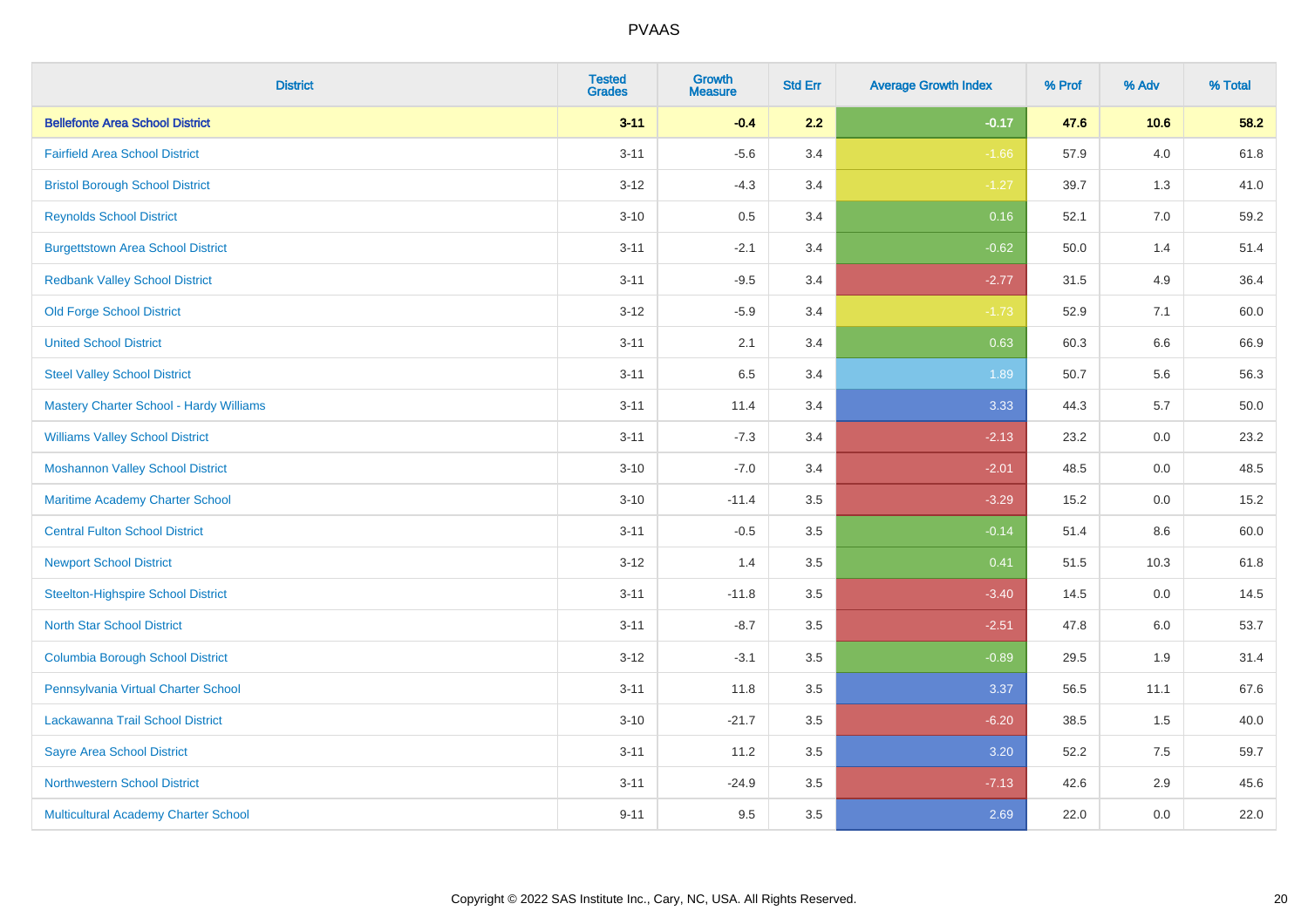# PVAAS

| District | Tested Grades | Growth Measure | Std Err | Average Growth Index | % Prof | % Adv | % Total |
|---|---|---|---|---|---|---|---|
| **Bellefonte Area School District** | **3-11** | **-0.4** | **2.2** | **-0.17** | **47.6** | **10.6** | **58.2** |
| Fairfield Area School District | 3-11 | -5.6 | 3.4 | -1.66 | 57.9 | 4.0 | 61.8 |
| Bristol Borough School District | 3-12 | -4.3 | 3.4 | -1.27 | 39.7 | 1.3 | 41.0 |
| Reynolds School District | 3-10 | 0.5 | 3.4 | 0.16 | 52.1 | 7.0 | 59.2 |
| Burgettstown Area School District | 3-11 | -2.1 | 3.4 | -0.62 | 50.0 | 1.4 | 51.4 |
| Redbank Valley School District | 3-11 | -9.5 | 3.4 | -2.77 | 31.5 | 4.9 | 36.4 |
| Old Forge School District | 3-12 | -5.9 | 3.4 | -1.73 | 52.9 | 7.1 | 60.0 |
| United School District | 3-11 | 2.1 | 3.4 | 0.63 | 60.3 | 6.6 | 66.9 |
| Steel Valley School District | 3-11 | 6.5 | 3.4 | 1.89 | 50.7 | 5.6 | 56.3 |
| Mastery Charter School - Hardy Williams | 3-11 | 11.4 | 3.4 | 3.33 | 44.3 | 5.7 | 50.0 |
| Williams Valley School District | 3-11 | -7.3 | 3.4 | -2.13 | 23.2 | 0.0 | 23.2 |
| Moshannon Valley School District | 3-10 | -7.0 | 3.4 | -2.01 | 48.5 | 0.0 | 48.5 |
| Maritime Academy Charter School | 3-10 | -11.4 | 3.5 | -3.29 | 15.2 | 0.0 | 15.2 |
| Central Fulton School District | 3-11 | -0.5 | 3.5 | -0.14 | 51.4 | 8.6 | 60.0 |
| Newport School District | 3-12 | 1.4 | 3.5 | 0.41 | 51.5 | 10.3 | 61.8 |
| Steelton-Highspire School District | 3-11 | -11.8 | 3.5 | -3.40 | 14.5 | 0.0 | 14.5 |
| North Star School District | 3-11 | -8.7 | 3.5 | -2.51 | 47.8 | 6.0 | 53.7 |
| Columbia Borough School District | 3-12 | -3.1 | 3.5 | -0.89 | 29.5 | 1.9 | 31.4 |
| Pennsylvania Virtual Charter School | 3-11 | 11.8 | 3.5 | 3.37 | 56.5 | 11.1 | 67.6 |
| Lackawanna Trail School District | 3-10 | -21.7 | 3.5 | -6.20 | 38.5 | 1.5 | 40.0 |
| Sayre Area School District | 3-11 | 11.2 | 3.5 | 3.20 | 52.2 | 7.5 | 59.7 |
| Northwestern School District | 3-11 | -24.9 | 3.5 | -7.13 | 42.6 | 2.9 | 45.6 |
| Multicultural Academy Charter School | 9-11 | 9.5 | 3.5 | 2.69 | 22.0 | 0.0 | 22.0 |

Copyright © 2022 SAS Institute Inc., Cary, NC, USA. All Rights Reserved.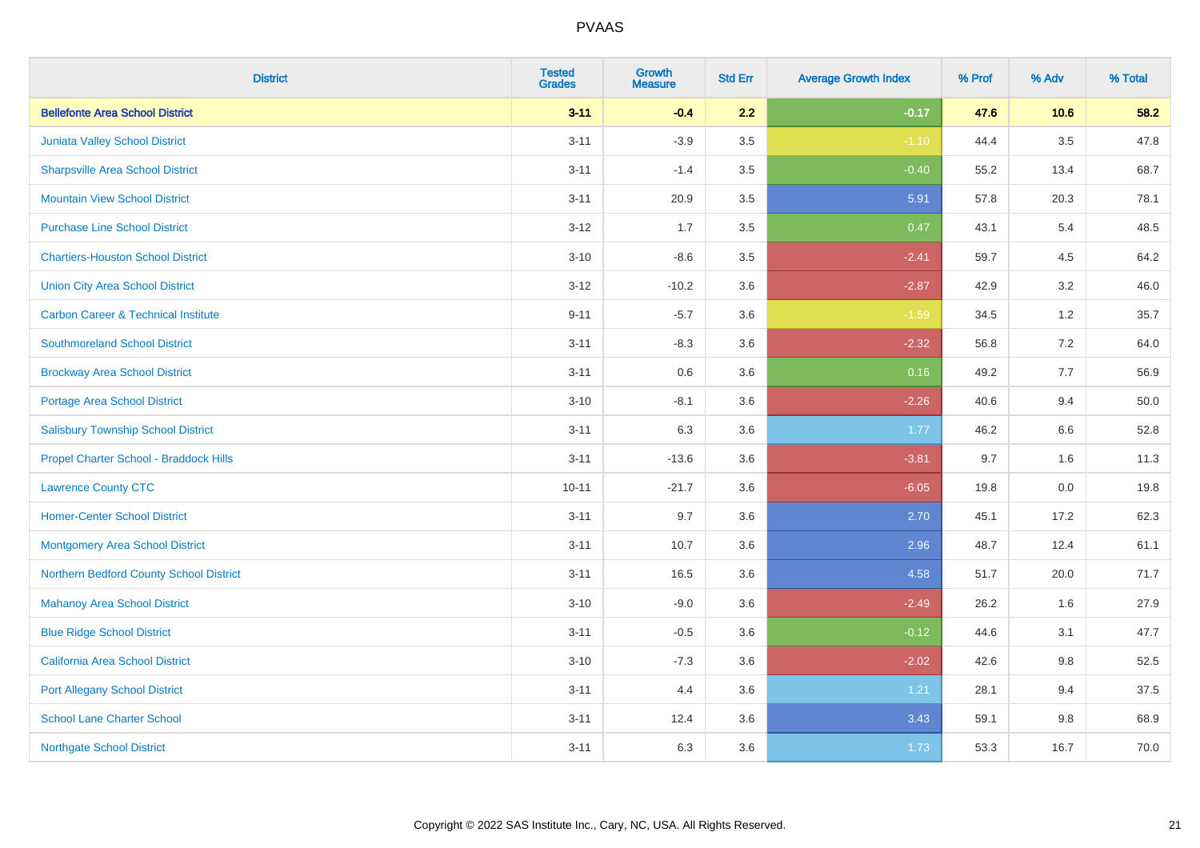| District | Tested Grades | Growth Measure | Std Err | Average Growth Index | % Prof | % Adv | % Total |
|---|---|---|---|---|---|---|---|
| **Bellefonte Area School District** | **3-11** | **-0.4** | **2.2** | **-0.17** | **47.6** | **10.6** | **58.2** |
| Juniata Valley School District | 3-11 | -3.9 | 3.5 | -1.10 | 44.4 | 3.5 | 47.8 |
| Sharpsville Area School District | 3-11 | -1.4 | 3.5 | -0.40 | 55.2 | 13.4 | 68.7 |
| Mountain View School District | 3-11 | 20.9 | 3.5 | 5.91 | 57.8 | 20.3 | 78.1 |
| Purchase Line School District | 3-12 | 1.7 | 3.5 | 0.47 | 43.1 | 5.4 | 48.5 |
| Chartiers-Houston School District | 3-10 | -8.6 | 3.5 | -2.41 | 59.7 | 4.5 | 64.2 |
| Union City Area School District | 3-12 | -10.2 | 3.6 | -2.87 | 42.9 | 3.2 | 46.0 |
| Carbon Career & Technical Institute | 9-11 | -5.7 | 3.6 | -1.59 | 34.5 | 1.2 | 35.7 |
| Southmoreland School District | 3-11 | -8.3 | 3.6 | -2.32 | 56.8 | 7.2 | 64.0 |
| Brockway Area School District | 3-11 | 0.6 | 3.6 | 0.16 | 49.2 | 7.7 | 56.9 |
| Portage Area School District | 3-10 | -8.1 | 3.6 | -2.26 | 40.6 | 9.4 | 50.0 |
| Salisbury Township School District | 3-11 | 6.3 | 3.6 | 1.77 | 46.2 | 6.6 | 52.8 |
| Propel Charter School - Braddock Hills | 3-11 | -13.6 | 3.6 | -3.81 | 9.7 | 1.6 | 11.3 |
| Lawrence County CTC | 10-11 | -21.7 | 3.6 | -6.05 | 19.8 | 0.0 | 19.8 |
| Homer-Center School District | 3-11 | 9.7 | 3.6 | 2.70 | 45.1 | 17.2 | 62.3 |
| Montgomery Area School District | 3-11 | 10.7 | 3.6 | 2.96 | 48.7 | 12.4 | 61.1 |
| Northern Bedford County School District | 3-11 | 16.5 | 3.6 | 4.58 | 51.7 | 20.0 | 71.7 |
| Mahanoy Area School District | 3-10 | -9.0 | 3.6 | -2.49 | 26.2 | 1.6 | 27.9 |
| Blue Ridge School District | 3-11 | -0.5 | 3.6 | -0.12 | 44.6 | 3.1 | 47.7 |
| California Area School District | 3-10 | -7.3 | 3.6 | -2.02 | 42.6 | 9.8 | 52.5 |
| Port Allegany School District | 3-11 | 4.4 | 3.6 | 1.21 | 28.1 | 9.4 | 37.5 |
| School Lane Charter School | 3-11 | 12.4 | 3.6 | 3.43 | 59.1 | 9.8 | 68.9 |
| Northgate School District | 3-11 | 6.3 | 3.6 | 1.73 | 53.3 | 16.7 | 70.0 |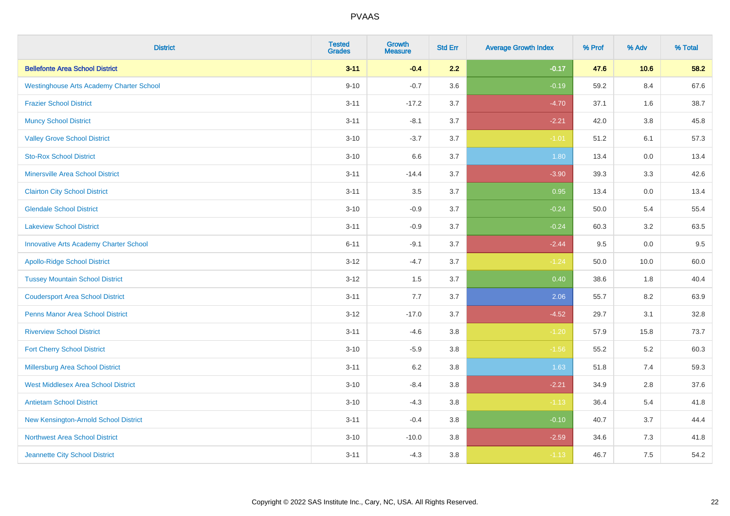PVAAS

| District | Tested Grades | Growth Measure | Std Err | Average Growth Index | % Prof | % Adv | % Total |
|---|---|---|---|---|---|---|---|
| **Bellefonte Area School District** | **3-11** | **-0.4** | **2.2** | **-0.17** | **47.6** | **10.6** | **58.2** |
| Westinghouse Arts Academy Charter School | 9-10 | -0.7 | 3.6 | -0.19 | 59.2 | 8.4 | 67.6 |
| Frazier School District | 3-11 | -17.2 | 3.7 | -4.70 | 37.1 | 1.6 | 38.7 |
| Muncy School District | 3-11 | -8.1 | 3.7 | -2.21 | 42.0 | 3.8 | 45.8 |
| Valley Grove School District | 3-10 | -3.7 | 3.7 | -1.01 | 51.2 | 6.1 | 57.3 |
| Sto-Rox School District | 3-10 | 6.6 | 3.7 | 1.80 | 13.4 | 0.0 | 13.4 |
| Minersville Area School District | 3-11 | -14.4 | 3.7 | -3.90 | 39.3 | 3.3 | 42.6 |
| Clairton City School District | 3-11 | 3.5 | 3.7 | 0.95 | 13.4 | 0.0 | 13.4 |
| Glendale School District | 3-10 | -0.9 | 3.7 | -0.24 | 50.0 | 5.4 | 55.4 |
| Lakeview School District | 3-11 | -0.9 | 3.7 | -0.24 | 60.3 | 3.2 | 63.5 |
| Innovative Arts Academy Charter School | 6-11 | -9.1 | 3.7 | -2.44 | 9.5 | 0.0 | 9.5 |
| Apollo-Ridge School District | 3-12 | -4.7 | 3.7 | -1.24 | 50.0 | 10.0 | 60.0 |
| Tussey Mountain School District | 3-12 | 1.5 | 3.7 | 0.40 | 38.6 | 1.8 | 40.4 |
| Coudersport Area School District | 3-11 | 7.7 | 3.7 | 2.06 | 55.7 | 8.2 | 63.9 |
| Penns Manor Area School District | 3-12 | -17.0 | 3.7 | -4.52 | 29.7 | 3.1 | 32.8 |
| Riverview School District | 3-11 | -4.6 | 3.8 | -1.20 | 57.9 | 15.8 | 73.7 |
| Fort Cherry School District | 3-10 | -5.9 | 3.8 | -1.56 | 55.2 | 5.2 | 60.3 |
| Millersburg Area School District | 3-11 | 6.2 | 3.8 | 1.63 | 51.8 | 7.4 | 59.3 |
| West Middlesex Area School District | 3-10 | -8.4 | 3.8 | -2.21 | 34.9 | 2.8 | 37.6 |
| Antietam School District | 3-10 | -4.3 | 3.8 | -1.13 | 36.4 | 5.4 | 41.8 |
| New Kensington-Arnold School District | 3-11 | -0.4 | 3.8 | -0.10 | 40.7 | 3.7 | 44.4 |
| Northwest Area School District | 3-10 | -10.0 | 3.8 | -2.59 | 34.6 | 7.3 | 41.8 |
| Jeannette City School District | 3-11 | -4.3 | 3.8 | -1.13 | 46.7 | 7.5 | 54.2 |

Copyright © 2022 SAS Institute Inc., Cary, NC, USA. All Rights Reserved.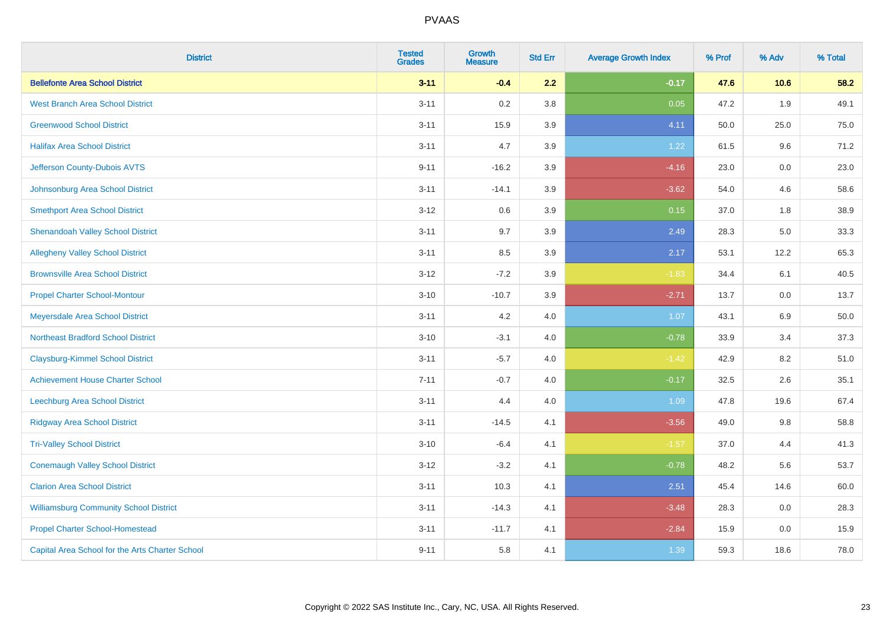# PVAAS

| District | Tested Grades | Growth Measure | Std Err | Average Growth Index | % Prof | % Adv | % Total |
|---|---|---|---|---|---|---|---|
| **Bellefonte Area School District** | **3-11** | **-0.4** | **2.2** | **-0.17** | **47.6** | **10.6** | **58.2** |
| West Branch Area School District | 3-11 | 0.2 | 3.8 | 0.05 | 47.2 | 1.9 | 49.1 |
| Greenwood School District | 3-11 | 15.9 | 3.9 | 4.11 | 50.0 | 25.0 | 75.0 |
| Halifax Area School District | 3-11 | 4.7 | 3.9 | 1.22 | 61.5 | 9.6 | 71.2 |
| Jefferson County-Dubois AVTS | 9-11 | -16.2 | 3.9 | -4.16 | 23.0 | 0.0 | 23.0 |
| Johnsonburg Area School District | 3-11 | -14.1 | 3.9 | -3.62 | 54.0 | 4.6 | 58.6 |
| Smethport Area School District | 3-12 | 0.6 | 3.9 | 0.15 | 37.0 | 1.8 | 38.9 |
| Shenandoah Valley School District | 3-11 | 9.7 | 3.9 | 2.49 | 28.3 | 5.0 | 33.3 |
| Allegheny Valley School District | 3-11 | 8.5 | 3.9 | 2.17 | 53.1 | 12.2 | 65.3 |
| Brownsville Area School District | 3-12 | -7.2 | 3.9 | -1.83 | 34.4 | 6.1 | 40.5 |
| Propel Charter School-Montour | 3-10 | -10.7 | 3.9 | -2.71 | 13.7 | 0.0 | 13.7 |
| Meyersdale Area School District | 3-11 | 4.2 | 4.0 | 1.07 | 43.1 | 6.9 | 50.0 |
| Northeast Bradford School District | 3-10 | -3.1 | 4.0 | -0.78 | 33.9 | 3.4 | 37.3 |
| Claysburg-Kimmel School District | 3-11 | -5.7 | 4.0 | -1.42 | 42.9 | 8.2 | 51.0 |
| Achievement House Charter School | 7-11 | -0.7 | 4.0 | -0.17 | 32.5 | 2.6 | 35.1 |
| Leechburg Area School District | 3-11 | 4.4 | 4.0 | 1.09 | 47.8 | 19.6 | 67.4 |
| Ridgway Area School District | 3-11 | -14.5 | 4.1 | -3.56 | 49.0 | 9.8 | 58.8 |
| Tri-Valley School District | 3-10 | -6.4 | 4.1 | -1.57 | 37.0 | 4.4 | 41.3 |
| Conemaugh Valley School District | 3-12 | -3.2 | 4.1 | -0.78 | 48.2 | 5.6 | 53.7 |
| Clarion Area School District | 3-11 | 10.3 | 4.1 | 2.51 | 45.4 | 14.6 | 60.0 |
| Williamsburg Community School District | 3-11 | -14.3 | 4.1 | -3.48 | 28.3 | 0.0 | 28.3 |
| Propel Charter School-Homestead | 3-11 | -11.7 | 4.1 | -2.84 | 15.9 | 0.0 | 15.9 |
| Capital Area School for the Arts Charter School | 9-11 | 5.8 | 4.1 | 1.39 | 59.3 | 18.6 | 78.0 |

Copyright © 2022 SAS Institute Inc., Cary, NC, USA. All Rights Reserved.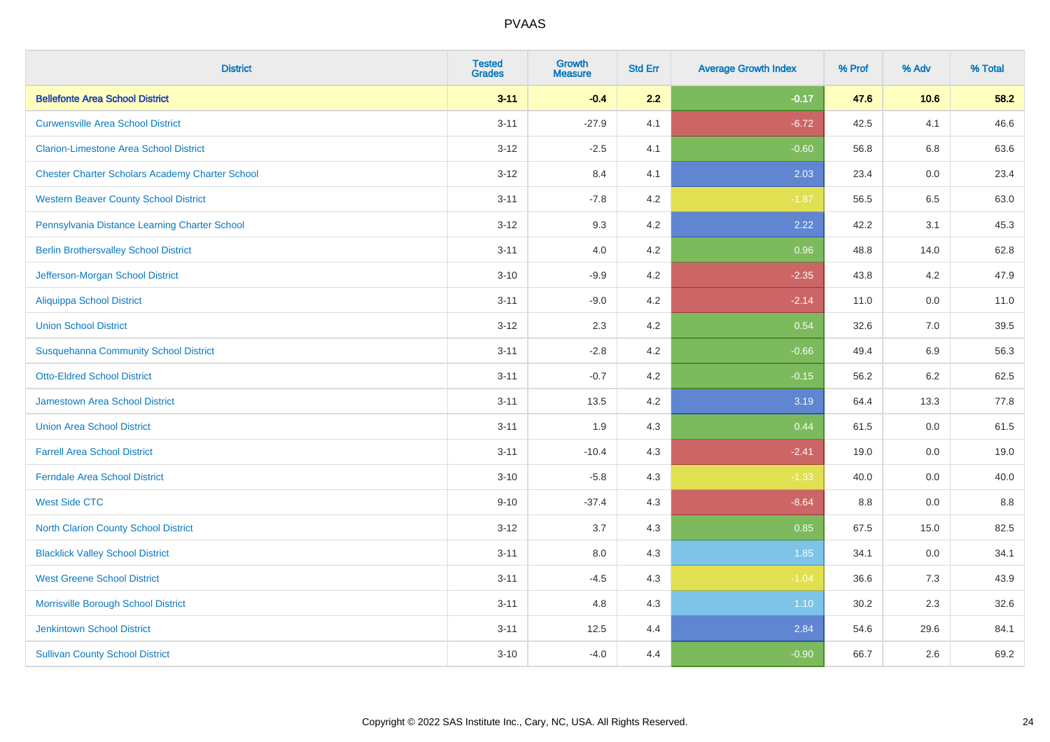| District | Tested Grades | Growth Measure | Std Err | Average Growth Index | % Prof | % Adv | % Total |
|---|---|---|---|---|---|---|---|
| **Bellefonte Area School District** | **3-11** | **-0.4** | **2.2** | **-0.17** | **47.6** | **10.6** | **58.2** |
| Curwensville Area School District | 3-11 | -27.9 | 4.1 | -6.72 | 42.5 | 4.1 | 46.6 |
| Clarion-Limestone Area School District | 3-12 | -2.5 | 4.1 | -0.60 | 56.8 | 6.8 | 63.6 |
| Chester Charter Scholars Academy Charter School | 3-12 | 8.4 | 4.1 | 2.03 | 23.4 | 0.0 | 23.4 |
| Western Beaver County School District | 3-11 | -7.8 | 4.2 | -1.87 | 56.5 | 6.5 | 63.0 |
| Pennsylvania Distance Learning Charter School | 3-12 | 9.3 | 4.2 | 2.22 | 42.2 | 3.1 | 45.3 |
| Berlin Brothersvalley School District | 3-11 | 4.0 | 4.2 | 0.96 | 48.8 | 14.0 | 62.8 |
| Jefferson-Morgan School District | 3-10 | -9.9 | 4.2 | -2.35 | 43.8 | 4.2 | 47.9 |
| Aliquippa School District | 3-11 | -9.0 | 4.2 | -2.14 | 11.0 | 0.0 | 11.0 |
| Union School District | 3-12 | 2.3 | 4.2 | 0.54 | 32.6 | 7.0 | 39.5 |
| Susquehanna Community School District | 3-11 | -2.8 | 4.2 | -0.66 | 49.4 | 6.9 | 56.3 |
| Otto-Eldred School District | 3-11 | -0.7 | 4.2 | -0.15 | 56.2 | 6.2 | 62.5 |
| Jamestown Area School District | 3-11 | 13.5 | 4.2 | 3.19 | 64.4 | 13.3 | 77.8 |
| Union Area School District | 3-11 | 1.9 | 4.3 | 0.44 | 61.5 | 0.0 | 61.5 |
| Farrell Area School District | 3-11 | -10.4 | 4.3 | -2.41 | 19.0 | 0.0 | 19.0 |
| Ferndale Area School District | 3-10 | -5.8 | 4.3 | -1.33 | 40.0 | 0.0 | 40.0 |
| West Side CTC | 9-10 | -37.4 | 4.3 | -8.64 | 8.8 | 0.0 | 8.8 |
| North Clarion County School District | 3-12 | 3.7 | 4.3 | 0.85 | 67.5 | 15.0 | 82.5 |
| Blacklick Valley School District | 3-11 | 8.0 | 4.3 | 1.85 | 34.1 | 0.0 | 34.1 |
| West Greene School District | 3-11 | -4.5 | 4.3 | -1.04 | 36.6 | 7.3 | 43.9 |
| Morrisville Borough School District | 3-11 | 4.8 | 4.3 | 1.10 | 30.2 | 2.3 | 32.6 |
| Jenkintown School District | 3-11 | 12.5 | 4.4 | 2.84 | 54.6 | 29.6 | 84.1 |
| Sullivan County School District | 3-10 | -4.0 | 4.4 | -0.90 | 66.7 | 2.6 | 69.2 |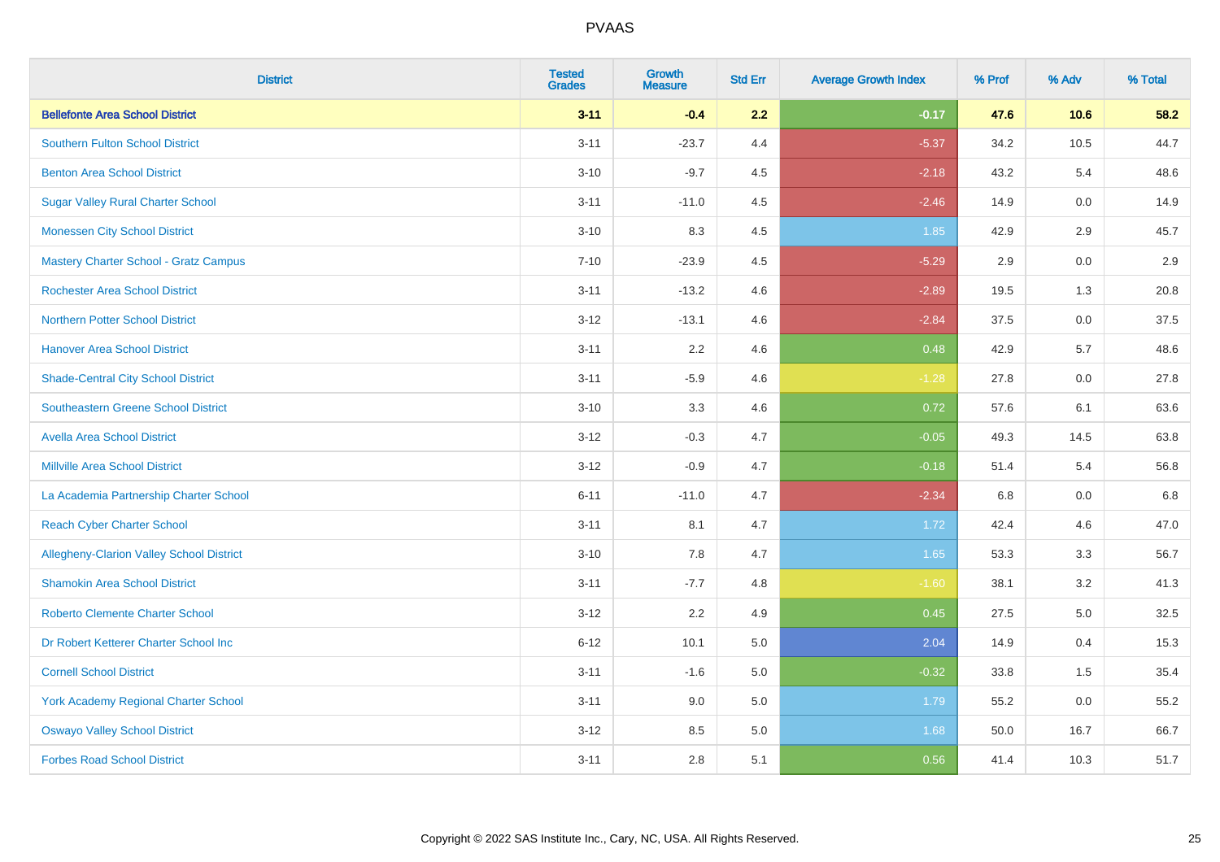| District | Tested Grades | Growth Measure | Std Err | Average Growth Index | % Prof | % Adv | % Total |
|---|---|---|---|---|---|---|---|
| **Bellefonte Area School District** | **3-11** | **-0.4** | **2.2** | **-0.17** | **47.6** | **10.6** | **58.2** |
| Southern Fulton School District | 3-11 | -23.7 | 4.4 | -5.37 | 34.2 | 10.5 | 44.7 |
| Benton Area School District | 3-10 | -9.7 | 4.5 | -2.18 | 43.2 | 5.4 | 48.6 |
| Sugar Valley Rural Charter School | 3-11 | -11.0 | 4.5 | -2.46 | 14.9 | 0.0 | 14.9 |
| Monessen City School District | 3-10 | 8.3 | 4.5 | 1.85 | 42.9 | 2.9 | 45.7 |
| Mastery Charter School - Gratz Campus | 7-10 | -23.9 | 4.5 | -5.29 | 2.9 | 0.0 | 2.9 |
| Rochester Area School District | 3-11 | -13.2 | 4.6 | -2.89 | 19.5 | 1.3 | 20.8 |
| Northern Potter School District | 3-12 | -13.1 | 4.6 | -2.84 | 37.5 | 0.0 | 37.5 |
| Hanover Area School District | 3-11 | 2.2 | 4.6 | 0.48 | 42.9 | 5.7 | 48.6 |
| Shade-Central City School District | 3-11 | -5.9 | 4.6 | -1.28 | 27.8 | 0.0 | 27.8 |
| Southeastern Greene School District | 3-10 | 3.3 | 4.6 | 0.72 | 57.6 | 6.1 | 63.6 |
| Avella Area School District | 3-12 | -0.3 | 4.7 | -0.05 | 49.3 | 14.5 | 63.8 |
| Millville Area School District | 3-12 | -0.9 | 4.7 | -0.18 | 51.4 | 5.4 | 56.8 |
| La Academia Partnership Charter School | 6-11 | -11.0 | 4.7 | -2.34 | 6.8 | 0.0 | 6.8 |
| Reach Cyber Charter School | 3-11 | 8.1 | 4.7 | 1.72 | 42.4 | 4.6 | 47.0 |
| Allegheny-Clarion Valley School District | 3-10 | 7.8 | 4.7 | 1.65 | 53.3 | 3.3 | 56.7 |
| Shamokin Area School District | 3-11 | -7.7 | 4.8 | -1.60 | 38.1 | 3.2 | 41.3 |
| Roberto Clemente Charter School | 3-12 | 2.2 | 4.9 | 0.45 | 27.5 | 5.0 | 32.5 |
| Dr Robert Ketterer Charter School Inc | 6-12 | 10.1 | 5.0 | 2.04 | 14.9 | 0.4 | 15.3 |
| Cornell School District | 3-11 | -1.6 | 5.0 | -0.32 | 33.8 | 1.5 | 35.4 |
| York Academy Regional Charter School | 3-11 | 9.0 | 5.0 | 1.79 | 55.2 | 0.0 | 55.2 |
| Oswayo Valley School District | 3-12 | 8.5 | 5.0 | 1.68 | 50.0 | 16.7 | 66.7 |
| Forbes Road School District | 3-11 | 2.8 | 5.1 | 0.56 | 41.4 | 10.3 | 51.7 |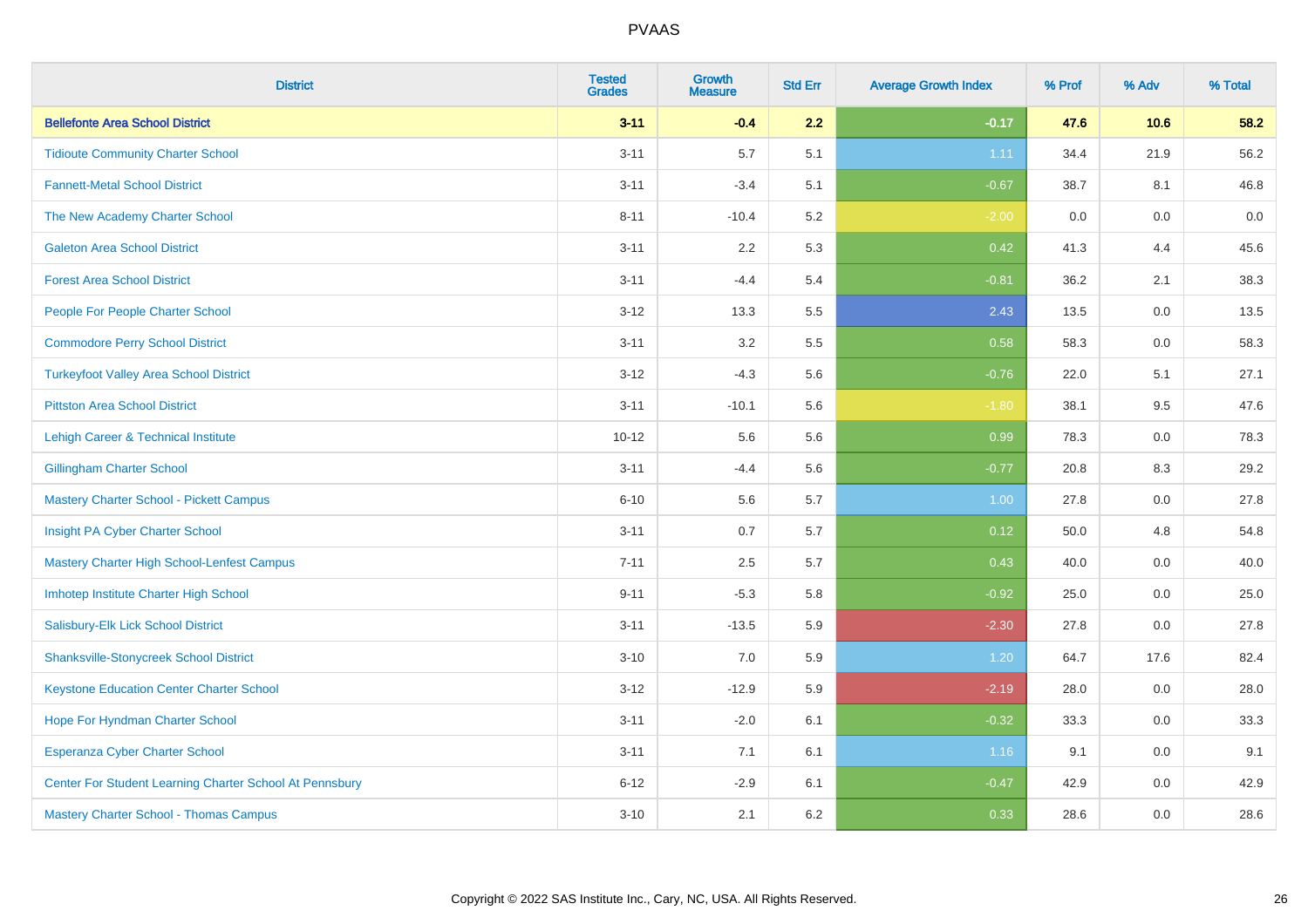# PVAAS

| District | Tested Grades | Growth Measure | Std Err | Average Growth Index | % Prof | % Adv | % Total |
|---|---|---|---|---|---|---|---|
| **Bellefonte Area School District** | **3-11** | **-0.4** | **2.2** | **-0.17** | **47.6** | **10.6** | **58.2** |
| Tidioute Community Charter School | 3-11 | 5.7 | 5.1 | 1.11 | 34.4 | 21.9 | 56.2 |
| Fannett-Metal School District | 3-11 | -3.4 | 5.1 | -0.67 | 38.7 | 8.1 | 46.8 |
| The New Academy Charter School | 8-11 | -10.4 | 5.2 | -2.00 | 0.0 | 0.0 | 0.0 |
| Galeton Area School District | 3-11 | 2.2 | 5.3 | 0.42 | 41.3 | 4.4 | 45.6 |
| Forest Area School District | 3-11 | -4.4 | 5.4 | -0.81 | 36.2 | 2.1 | 38.3 |
| People For People Charter School | 3-12 | 13.3 | 5.5 | 2.43 | 13.5 | 0.0 | 13.5 |
| Commodore Perry School District | 3-11 | 3.2 | 5.5 | 0.58 | 58.3 | 0.0 | 58.3 |
| Turkeyfoot Valley Area School District | 3-12 | -4.3 | 5.6 | -0.76 | 22.0 | 5.1 | 27.1 |
| Pittston Area School District | 3-11 | -10.1 | 5.6 | -1.80 | 38.1 | 9.5 | 47.6 |
| Lehigh Career & Technical Institute | 10-12 | 5.6 | 5.6 | 0.99 | 78.3 | 0.0 | 78.3 |
| Gillingham Charter School | 3-11 | -4.4 | 5.6 | -0.77 | 20.8 | 8.3 | 29.2 |
| Mastery Charter School - Pickett Campus | 6-10 | 5.6 | 5.7 | 1.00 | 27.8 | 0.0 | 27.8 |
| Insight PA Cyber Charter School | 3-11 | 0.7 | 5.7 | 0.12 | 50.0 | 4.8 | 54.8 |
| Mastery Charter High School-Lenfest Campus | 7-11 | 2.5 | 5.7 | 0.43 | 40.0 | 0.0 | 40.0 |
| Imhotep Institute Charter High School | 9-11 | -5.3 | 5.8 | -0.92 | 25.0 | 0.0 | 25.0 |
| Salisbury-Elk Lick School District | 3-11 | -13.5 | 5.9 | -2.30 | 27.8 | 0.0 | 27.8 |
| Shanksville-Stonycreek School District | 3-10 | 7.0 | 5.9 | 1.20 | 64.7 | 17.6 | 82.4 |
| Keystone Education Center Charter School | 3-12 | -12.9 | 5.9 | -2.19 | 28.0 | 0.0 | 28.0 |
| Hope For Hyndman Charter School | 3-11 | -2.0 | 6.1 | -0.32 | 33.3 | 0.0 | 33.3 |
| Esperanza Cyber Charter School | 3-11 | 7.1 | 6.1 | 1.16 | 9.1 | 0.0 | 9.1 |
| Center For Student Learning Charter School At Pennsbury | 6-12 | -2.9 | 6.1 | -0.47 | 42.9 | 0.0 | 42.9 |
| Mastery Charter School - Thomas Campus | 3-10 | 2.1 | 6.2 | 0.33 | 28.6 | 0.0 | 28.6 |

Copyright © 2022 SAS Institute Inc., Cary, NC, USA. All Rights Reserved.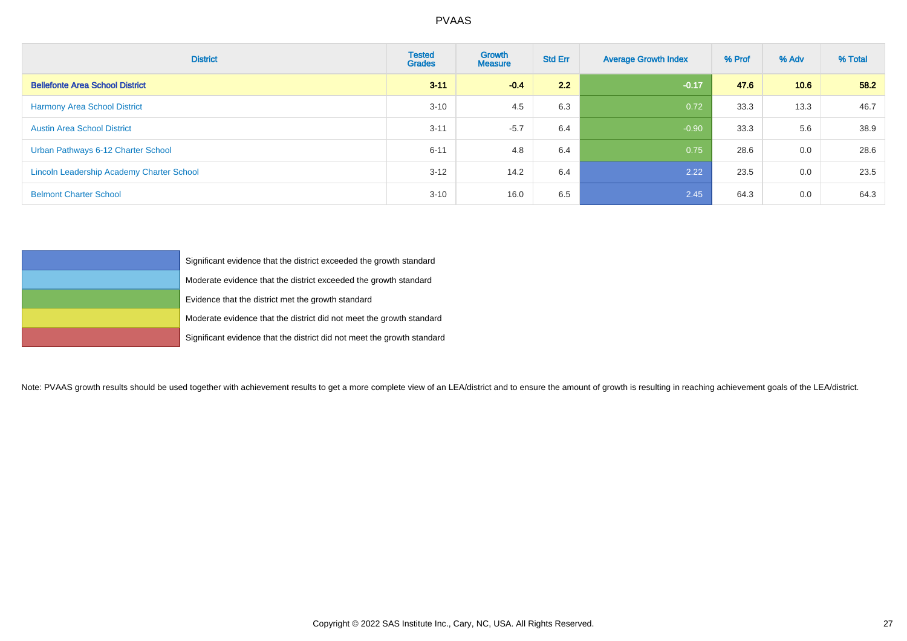# PVAAS

| District | Tested Grades | Growth Measure | Std Err | Average Growth Index | % Prof | % Adv | % Total |
|---|---|---|---|---|---|---|---|
| **Bellefonte Area School District** | **3-11** | **-0.4** | **2.2** | **-0.17** | **47.6** | **10.6** | **58.2** |
| Harmony Area School District | 3-10 | 4.5 | 6.3 | 0.72 | 33.3 | 13.3 | 46.7 |
| Austin Area School District | 3-11 | -5.7 | 6.4 | -0.90 | 33.3 | 5.6 | 38.9 |
| Urban Pathways 6-12 Charter School | 6-11 | 4.8 | 6.4 | 0.75 | 28.6 | 0.0 | 28.6 |
| Lincoln Leadership Academy Charter School | 3-12 | 14.2 | 6.4 | 2.22 | 23.5 | 0.0 | 23.5 |
| Belmont Charter School | 3-10 | 16.0 | 6.5 | 2.45 | 64.3 | 0.0 | 64.3 |

Significant evidence that the district exceeded the growth standard

Moderate evidence that the district exceeded the growth standard

Evidence that the district met the growth standard

Moderate evidence that the district did not meet the growth standard

Significant evidence that the district did not meet the growth standard

Note: PVAAS growth results should be used together with achievement results to get a more complete view of an LEA/district and to ensure the amount of growth is resulting in reaching achievement goals of the LEA/district.

Copyright © 2022 SAS Institute Inc., Cary, NC, USA. All Rights Reserved.